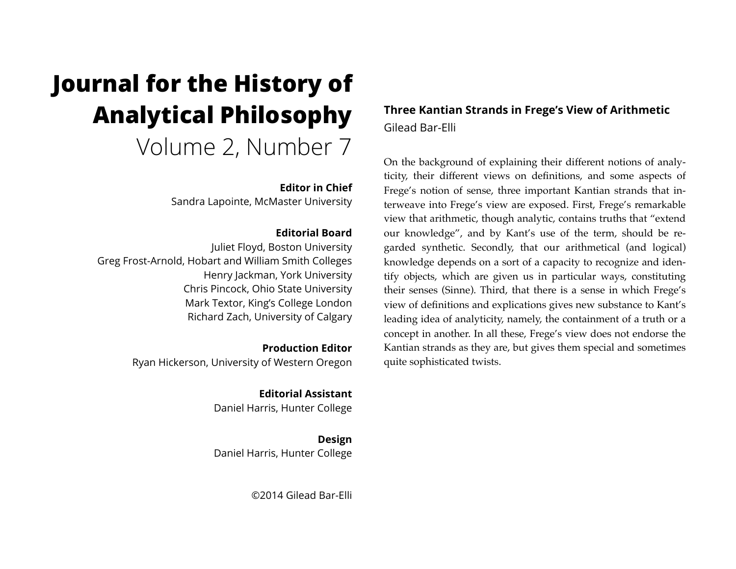# Journal for the History of Analytical Philosophy

Volume 2, Number 7

**Editor in Chief**
Sandra Lapointe, McMaster University

**Editorial Board**
Juliet Floyd, Boston University
Greg Frost-Arnold, Hobart and William Smith Colleges
Henry Jackman, York University
Chris Pincock, Ohio State University
Mark Textor, King's College London
Richard Zach, University of Calgary

**Production Editor**
Ryan Hickerson, University of Western Oregon

**Editorial Assistant**
Daniel Harris, Hunter College

**Design**
Daniel Harris, Hunter College

©2014 Gilead Bar-Elli

## Three Kantian Strands in Frege's View of Arithmetic

Gilead Bar-Elli

On the background of explaining their different notions of analyticity, their different views on definitions, and some aspects of Frege's notion of sense, three important Kantian strands that interweave into Frege's view are exposed. First, Frege's remarkable view that arithmetic, though analytic, contains truths that "extend our knowledge", and by Kant's use of the term, should be regarded synthetic. Secondly, that our arithmetical (and logical) knowledge depends on a sort of a capacity to recognize and identify objects, which are given us in particular ways, constituting their senses (Sinne). Third, that there is a sense in which Frege's view of definitions and explications gives new substance to Kant's leading idea of analyticity, namely, the containment of a truth or a concept in another. In all these, Frege's view does not endorse the Kantian strands as they are, but gives them special and sometimes quite sophisticated twists.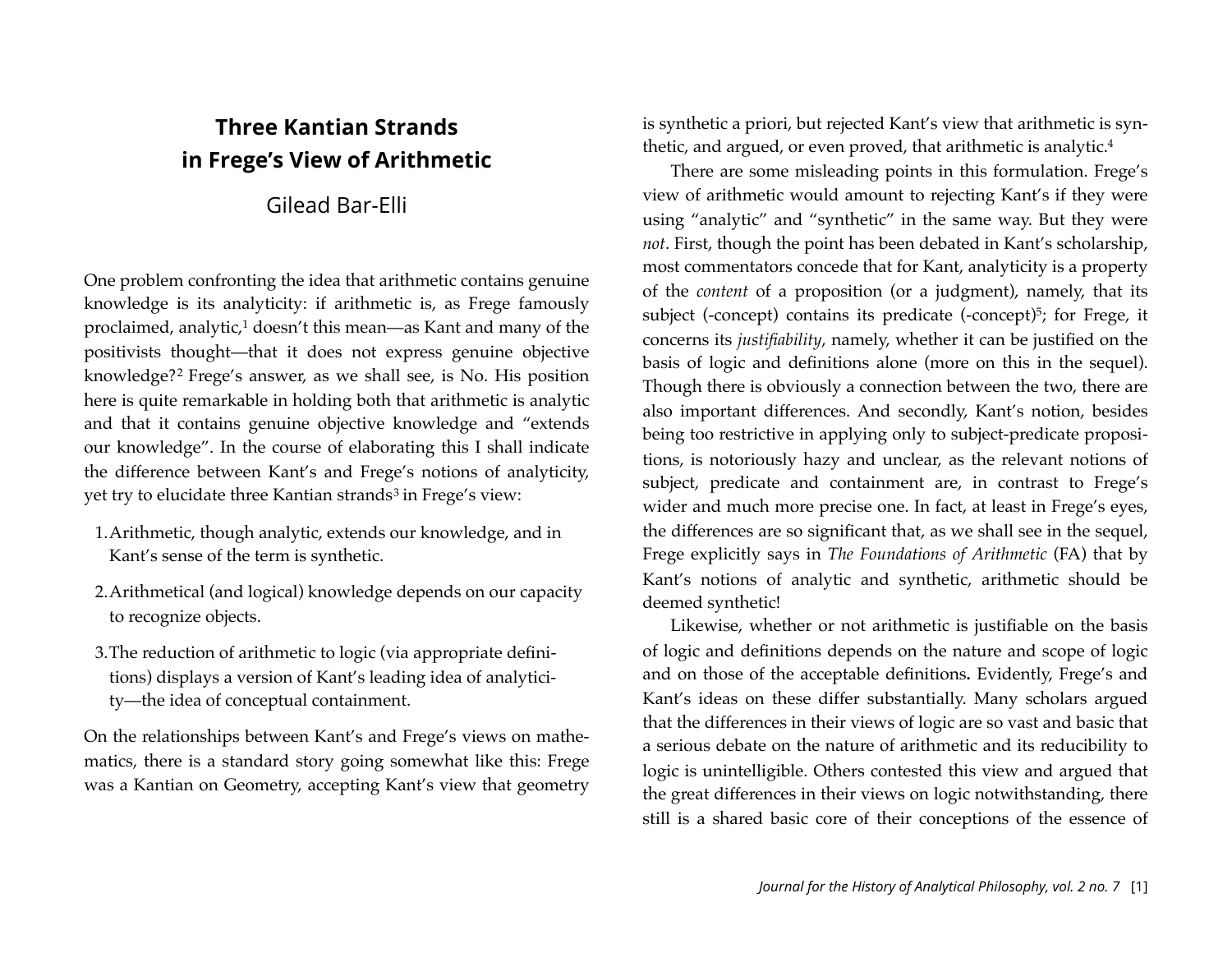# Three Kantian Strands in Frege's View of Arithmetic

Gilead Bar-Elli

One problem confronting the idea that arithmetic contains genuine knowledge is its analyticity: if arithmetic is, as Frege famously proclaimed, analytic,[1] doesn't this mean—as Kant and many of the positivists thought—that it does not express genuine objective knowledge?[2] Frege's answer, as we shall see, is No. His position here is quite remarkable in holding both that arithmetic is analytic and that it contains genuine objective knowledge and "extends our knowledge". In the course of elaborating this I shall indicate the difference between Kant's and Frege's notions of analyticity, yet try to elucidate three Kantian strands[3] in Frege's view:

1. Arithmetic, though analytic, extends our knowledge, and in Kant's sense of the term is synthetic.
2. Arithmetical (and logical) knowledge depends on our capacity to recognize objects.
3. The reduction of arithmetic to logic (via appropriate definitions) displays a version of Kant's leading idea of analyticity—the idea of conceptual containment.

On the relationships between Kant's and Frege's views on mathematics, there is a standard story going somewhat like this: Frege was a Kantian on Geometry, accepting Kant's view that geometry is synthetic a priori, but rejected Kant's view that arithmetic is synthetic, and argued, or even proved, that arithmetic is analytic.[4]

There are some misleading points in this formulation. Frege's view of arithmetic would amount to rejecting Kant's if they were using "analytic" and "synthetic" in the same way. But they were *not*. First, though the point has been debated in Kant's scholarship, most commentators concede that for Kant, analyticity is a property of the *content* of a proposition (or a judgment), namely, that its subject (-concept) contains its predicate (-concept)[5]; for Frege, it concerns its *justifiability*, namely, whether it can be justified on the basis of logic and definitions alone (more on this in the sequel). Though there is obviously a connection between the two, there are also important differences. And secondly, Kant's notion, besides being too restrictive in applying only to subject-predicate propositions, is notoriously hazy and unclear, as the relevant notions of subject, predicate and containment are, in contrast to Frege's wider and much more precise one. In fact, at least in Frege's eyes, the differences are so significant that, as we shall see in the sequel, Frege explicitly says in *The Foundations of Arithmetic* (FA) that by Kant's notions of analytic and synthetic, arithmetic should be deemed synthetic!

Likewise, whether or not arithmetic is justifiable on the basis of logic and definitions depends on the nature and scope of logic and on those of the acceptable definitions**.** Evidently, Frege's and Kant's ideas on these differ substantially. Many scholars argued that the differences in their views of logic are so vast and basic that a serious debate on the nature of arithmetic and its reducibility to logic is unintelligible. Others contested this view and argued that the great differences in their views on logic notwithstanding, there still is a shared basic core of their conceptions of the essence of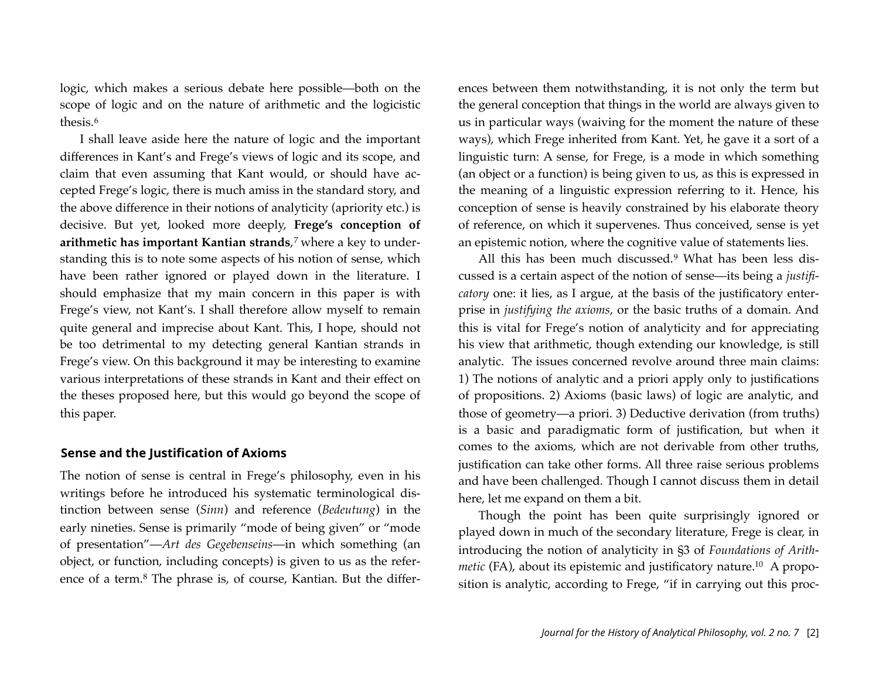logic, which makes a serious debate here possible—both on the scope of logic and on the nature of arithmetic and the logicistic thesis.[6]

I shall leave aside here the nature of logic and the important differences in Kant's and Frege's views of logic and its scope, and claim that even assuming that Kant would, or should have accepted Frege's logic, there is much amiss in the standard story, and the above difference in their notions of analyticity (apriority etc.) is decisive. But yet, looked more deeply, **Frege's conception of arithmetic has important Kantian strands**,[7] where a key to understanding this is to note some aspects of his notion of sense, which have been rather ignored or played down in the literature. I should emphasize that my main concern in this paper is with Frege's view, not Kant's. I shall therefore allow myself to remain quite general and imprecise about Kant. This, I hope, should not be too detrimental to my detecting general Kantian strands in Frege's view. On this background it may be interesting to examine various interpretations of these strands in Kant and their effect on the theses proposed here, but this would go beyond the scope of this paper.

## Sense and the Justification of Axioms

The notion of sense is central in Frege's philosophy, even in his writings before he introduced his systematic terminological distinction between sense (*Sinn*) and reference (*Bedeutung*) in the early nineties. Sense is primarily "mode of being given" or "mode of presentation"—*Art des Gegebenseins*—in which something (an object, or function, including concepts) is given to us as the reference of a term.[8] The phrase is, of course, Kantian. But the differences between them notwithstanding, it is not only the term but the general conception that things in the world are always given to us in particular ways (waiving for the moment the nature of these ways), which Frege inherited from Kant. Yet, he gave it a sort of a linguistic turn: A sense, for Frege, is a mode in which something (an object or a function) is being given to us, as this is expressed in the meaning of a linguistic expression referring to it. Hence, his conception of sense is heavily constrained by his elaborate theory of reference, on which it supervenes. Thus conceived, sense is yet an epistemic notion, where the cognitive value of statements lies.

All this has been much discussed.[9] What has been less discussed is a certain aspect of the notion of sense—its being a *justificatory* one: it lies, as I argue, at the basis of the justificatory enterprise in *justifying the axioms*, or the basic truths of a domain. And this is vital for Frege's notion of analyticity and for appreciating his view that arithmetic, though extending our knowledge, is still analytic. The issues concerned revolve around three main claims: 1) The notions of analytic and a priori apply only to justifications of propositions. 2) Axioms (basic laws) of logic are analytic, and those of geometry—a priori. 3) Deductive derivation (from truths) is a basic and paradigmatic form of justification, but when it comes to the axioms, which are not derivable from other truths, justification can take other forms. All three raise serious problems and have been challenged. Though I cannot discuss them in detail here, let me expand on them a bit.

Though the point has been quite surprisingly ignored or played down in much of the secondary literature, Frege is clear, in introducing the notion of analyticity in §3 of *Foundations of Arithmetic* (FA), about its epistemic and justificatory nature.[10] A proposition is analytic, according to Frege, "if in carrying out this proc-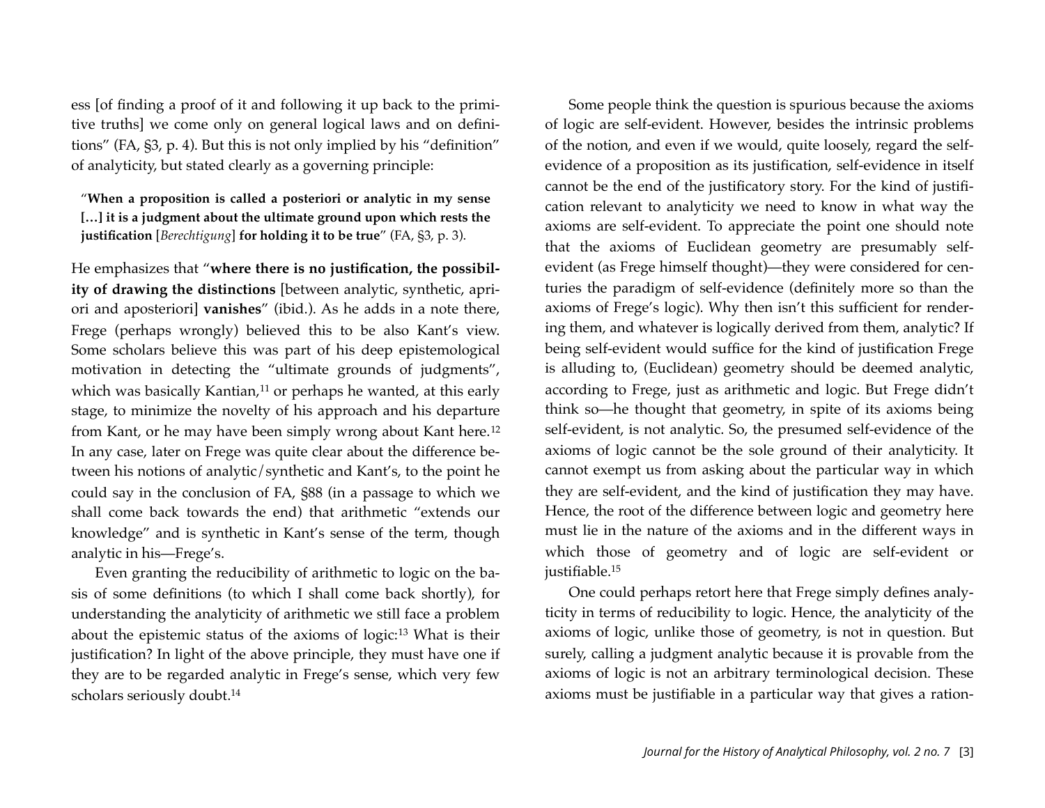ess [of finding a proof of it and following it up back to the primitive truths] we come only on general logical laws and on definitions" (FA, §3, p. 4). But this is not only implied by his "definition" of analyticity, but stated clearly as a governing principle:

> "**When a proposition is called a posteriori or analytic in my sense […] it is a judgment about the ultimate ground upon which rests the justification** [*Berechtigung*] **for holding it to be true**" (FA, §3, p. 3).

He emphasizes that "**where there is no justification, the possibility of drawing the distinctions** [between analytic, synthetic, apriori and aposteriori] **vanishes**" (ibid.). As he adds in a note there, Frege (perhaps wrongly) believed this to be also Kant's view. Some scholars believe this was part of his deep epistemological motivation in detecting the "ultimate grounds of judgments", which was basically Kantian,[11] or perhaps he wanted, at this early stage, to minimize the novelty of his approach and his departure from Kant, or he may have been simply wrong about Kant here.[12] In any case, later on Frege was quite clear about the difference between his notions of analytic/synthetic and Kant's, to the point he could say in the conclusion of FA, §88 (in a passage to which we shall come back towards the end) that arithmetic "extends our knowledge" and is synthetic in Kant's sense of the term, though analytic in his—Frege's.

Even granting the reducibility of arithmetic to logic on the basis of some definitions (to which I shall come back shortly), for understanding the analyticity of arithmetic we still face a problem about the epistemic status of the axioms of logic:[13] What is their justification? In light of the above principle, they must have one if they are to be regarded analytic in Frege's sense, which very few scholars seriously doubt.[14]

Some people think the question is spurious because the axioms of logic are self-evident. However, besides the intrinsic problems of the notion, and even if we would, quite loosely, regard the self-evidence of a proposition as its justification, self-evidence in itself cannot be the end of the justificatory story. For the kind of justification relevant to analyticity we need to know in what way the axioms are self-evident. To appreciate the point one should note that the axioms of Euclidean geometry are presumably self-evident (as Frege himself thought)—they were considered for centuries the paradigm of self-evidence (definitely more so than the axioms of Frege's logic). Why then isn't this sufficient for rendering them, and whatever is logically derived from them, analytic? If being self-evident would suffice for the kind of justification Frege is alluding to, (Euclidean) geometry should be deemed analytic, according to Frege, just as arithmetic and logic. But Frege didn't think so—he thought that geometry, in spite of its axioms being self-evident, is not analytic. So, the presumed self-evidence of the axioms of logic cannot be the sole ground of their analyticity. It cannot exempt us from asking about the particular way in which they are self-evident, and the kind of justification they may have. Hence, the root of the difference between logic and geometry here must lie in the nature of the axioms and in the different ways in which those of geometry and of logic are self-evident or justifiable.[15]

One could perhaps retort here that Frege simply defines analyticity in terms of reducibility to logic. Hence, the analyticity of the axioms of logic, unlike those of geometry, is not in question. But surely, calling a judgment analytic because it is provable from the axioms of logic is not an arbitrary terminological decision. These axioms must be justifiable in a particular way that gives a ration-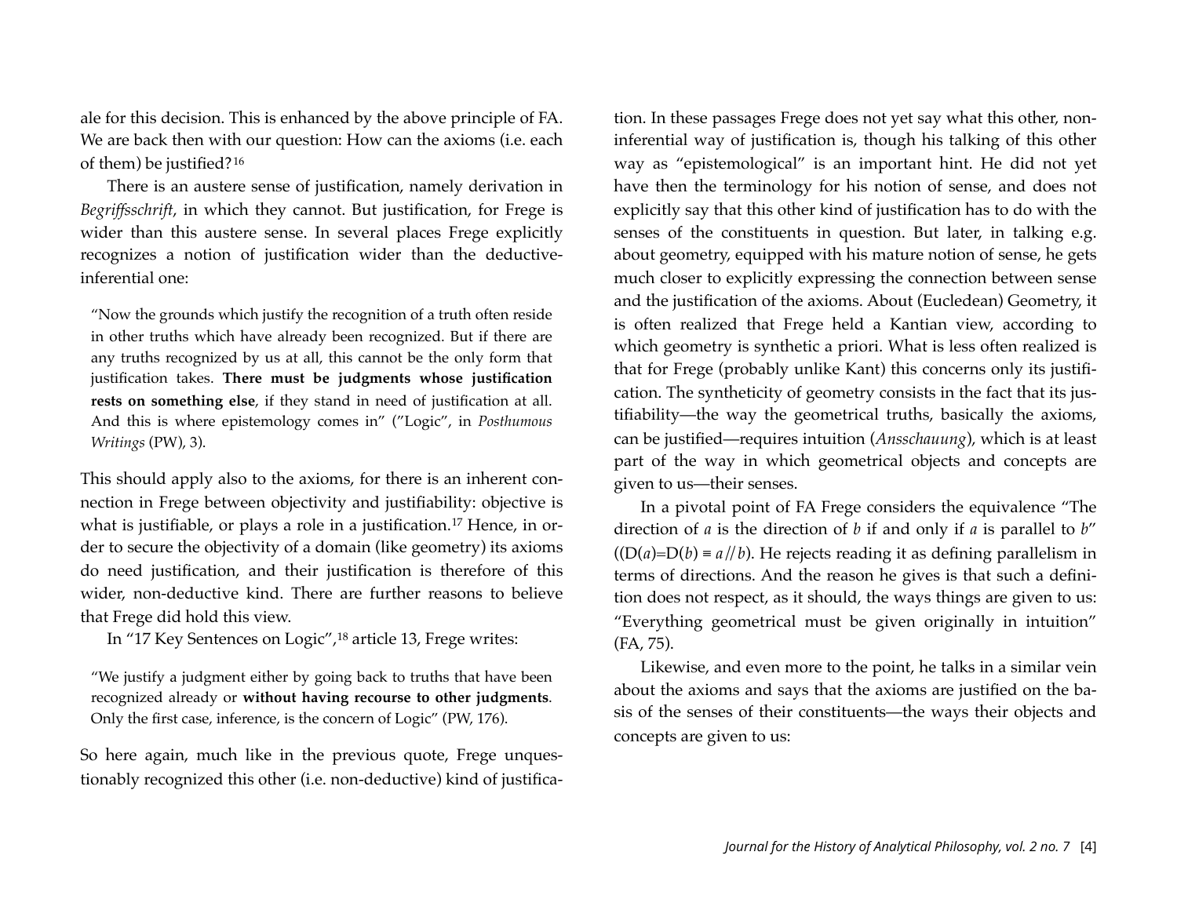ale for this decision. This is enhanced by the above principle of FA. We are back then with our question: How can the axioms (i.e. each of them) be justified?[16]

There is an austere sense of justification, namely derivation in *Begriffsschrift*, in which they cannot. But justification, for Frege is wider than this austere sense. In several places Frege explicitly recognizes a notion of justification wider than the deductive-inferential one:

> "Now the grounds which justify the recognition of a truth often reside in other truths which have already been recognized. But if there are any truths recognized by us at all, this cannot be the only form that justification takes. **There must be judgments whose justification rests on something else**, if they stand in need of justification at all. And this is where epistemology comes in" ("Logic", in *Posthumous Writings* (PW), 3).

This should apply also to the axioms, for there is an inherent connection in Frege between objectivity and justifiability: objective is what is justifiable, or plays a role in a justification.[17] Hence, in order to secure the objectivity of a domain (like geometry) its axioms do need justification, and their justification is therefore of this wider, non-deductive kind. There are further reasons to believe that Frege did hold this view.

In "17 Key Sentences on Logic",[18] article 13, Frege writes:

> "We justify a judgment either by going back to truths that have been recognized already or **without having recourse to other judgments**. Only the first case, inference, is the concern of Logic" (PW, 176).

So here again, much like in the previous quote, Frege unquestionably recognized this other (i.e. non-deductive) kind of justification. In these passages Frege does not yet say what this other, non-inferential way of justification is, though his talking of this other way as "epistemological" is an important hint. He did not yet have then the terminology for his notion of sense, and does not explicitly say that this other kind of justification has to do with the senses of the constituents in question. But later, in talking e.g. about geometry, equipped with his mature notion of sense, he gets much closer to explicitly expressing the connection between sense and the justification of the axioms. About (Eucledean) Geometry, it is often realized that Frege held a Kantian view, according to which geometry is synthetic a priori. What is less often realized is that for Frege (probably unlike Kant) this concerns only its justification. The syntheticity of geometry consists in the fact that its justifiability—the way the geometrical truths, basically the axioms, can be justified—requires intuition (*Ansschauung*), which is at least part of the way in which geometrical objects and concepts are given to us—their senses.

In a pivotal point of FA Frege considers the equivalence "The direction of *a* is the direction of *b* if and only if *a* is parallel to *b*" ($(D(a)=D(b) \equiv a // b)$. He rejects reading it as defining parallelism in terms of directions. And the reason he gives is that such a definition does not respect, as it should, the ways things are given to us: "Everything geometrical must be given originally in intuition" (FA, 75).

Likewise, and even more to the point, he talks in a similar vein about the axioms and says that the axioms are justified on the basis of the senses of their constituents—the ways their objects and concepts are given to us: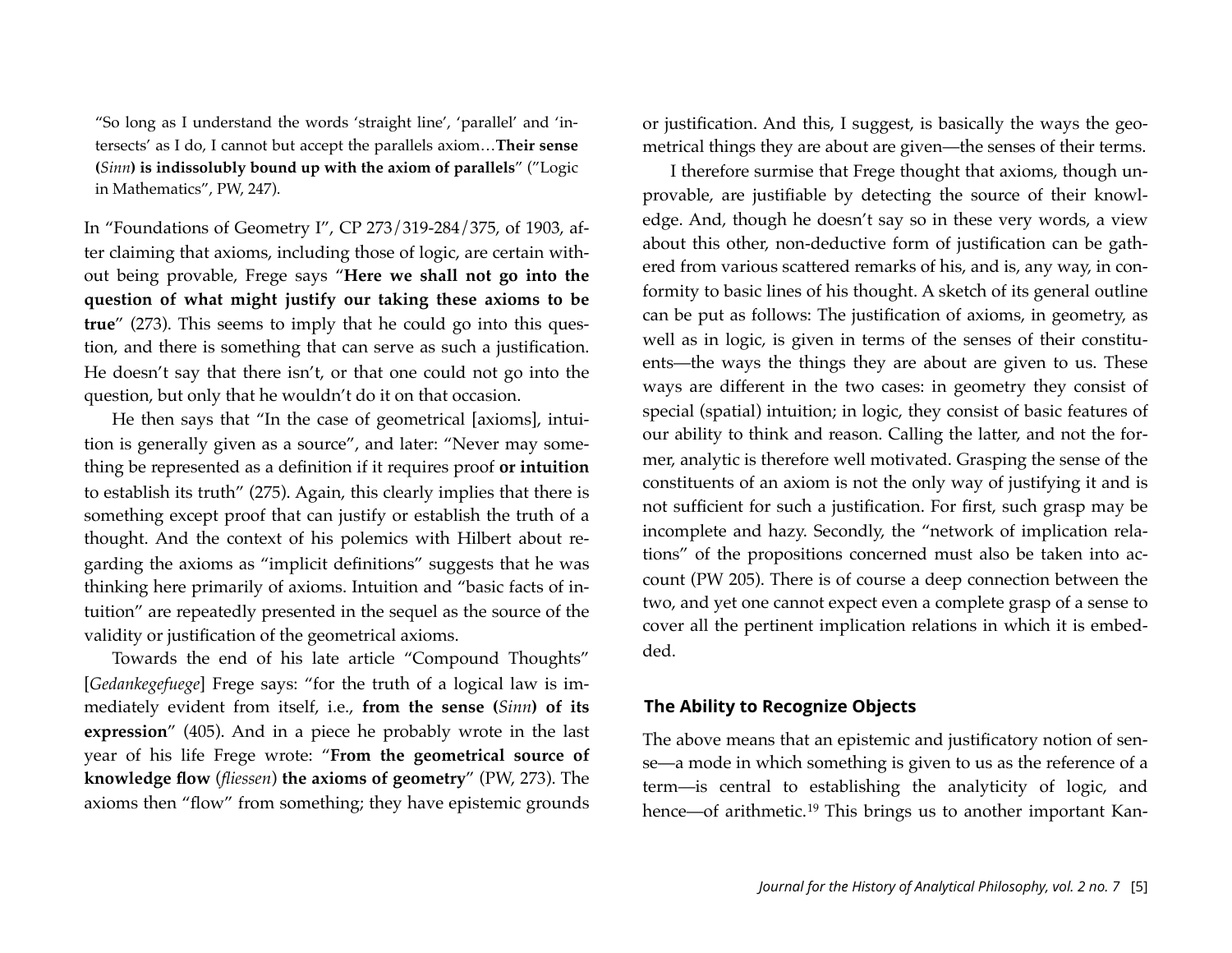"So long as I understand the words 'straight line', 'parallel' and 'intersects' as I do, I cannot but accept the parallels axiom…**Their sense (*Sinn*) is indissolubly bound up with the axiom of parallels**" ("Logic in Mathematics", PW, 247).

In "Foundations of Geometry I", CP 273/319-284/375, of 1903, after claiming that axioms, including those of logic, are certain without being provable, Frege says "**Here we shall not go into the question of what might justify our taking these axioms to be true**" (273). This seems to imply that he could go into this question, and there is something that can serve as such a justification. He doesn't say that there isn't, or that one could not go into the question, but only that he wouldn't do it on that occasion.

He then says that "In the case of geometrical [axioms], intuition is generally given as a source", and later: "Never may something be represented as a definition if it requires proof **or intuition** to establish its truth" (275). Again, this clearly implies that there is something except proof that can justify or establish the truth of a thought. And the context of his polemics with Hilbert about regarding the axioms as "implicit definitions" suggests that he was thinking here primarily of axioms. Intuition and "basic facts of intuition" are repeatedly presented in the sequel as the source of the validity or justification of the geometrical axioms.

Towards the end of his late article "Compound Thoughts" [*Gedankegefuege*] Frege says: "for the truth of a logical law is immediately evident from itself, i.e., **from the sense (*Sinn*) of its expression**" (405). And in a piece he probably wrote in the last year of his life Frege wrote: "**From the geometrical source of knowledge flow** (*fliessen*) **the axioms of geometry**" (PW, 273). The axioms then "flow" from something; they have epistemic grounds or justification. And this, I suggest, is basically the ways the geometrical things they are about are given—the senses of their terms.

I therefore surmise that Frege thought that axioms, though unprovable, are justifiable by detecting the source of their knowledge. And, though he doesn't say so in these very words, a view about this other, non-deductive form of justification can be gathered from various scattered remarks of his, and is, any way, in conformity to basic lines of his thought. A sketch of its general outline can be put as follows: The justification of axioms, in geometry, as well as in logic, is given in terms of the senses of their constituents—the ways the things they are about are given to us. These ways are different in the two cases: in geometry they consist of special (spatial) intuition; in logic, they consist of basic features of our ability to think and reason. Calling the latter, and not the former, analytic is therefore well motivated. Grasping the sense of the constituents of an axiom is not the only way of justifying it and is not sufficient for such a justification. For first, such grasp may be incomplete and hazy. Secondly, the "network of implication relations" of the propositions concerned must also be taken into account (PW 205). There is of course a deep connection between the two, and yet one cannot expect even a complete grasp of a sense to cover all the pertinent implication relations in which it is embedded.

### The Ability to Recognize Objects

The above means that an epistemic and justificatory notion of sense—a mode in which something is given to us as the reference of a term—is central to establishing the analyticity of logic, and hence—of arithmetic.[19] This brings us to another important Kan-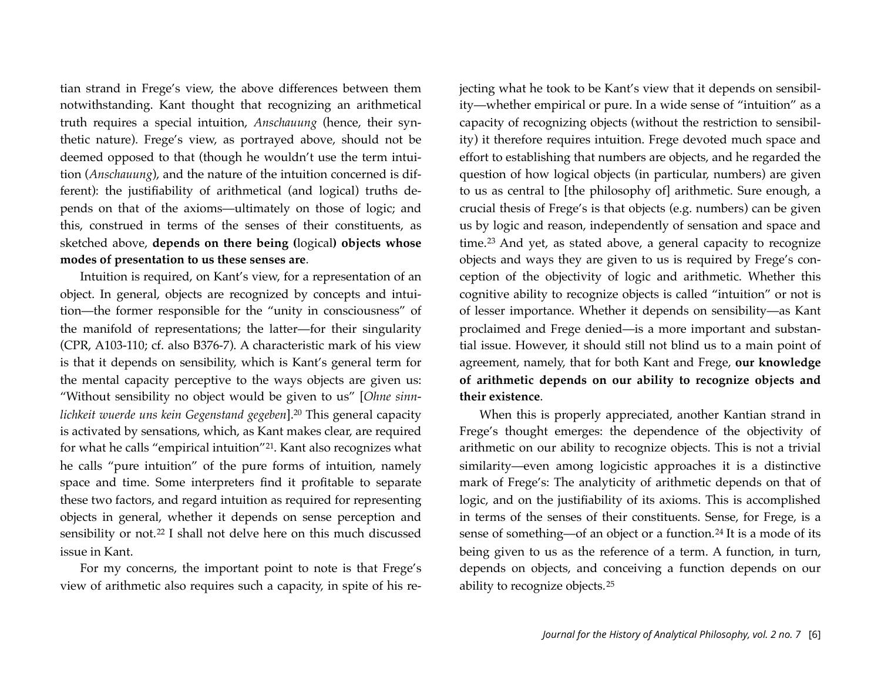tian strand in Frege's view, the above differences between them notwithstanding. Kant thought that recognizing an arithmetical truth requires a special intuition, *Anschauung* (hence, their synthetic nature). Frege's view, as portrayed above, should not be deemed opposed to that (though he wouldn't use the term intuition (*Anschauung*), and the nature of the intuition concerned is different): the justifiability of arithmetical (and logical) truths depends on that of the axioms—ultimately on those of logic; and this, construed in terms of the senses of their constituents, as sketched above, **depends on there being (**logical**) objects whose modes of presentation to us these senses are**.

Intuition is required, on Kant's view, for a representation of an object. In general, objects are recognized by concepts and intuition—the former responsible for the "unity in consciousness" of the manifold of representations; the latter—for their singularity (CPR, A103-110; cf. also B376-7). A characteristic mark of his view is that it depends on sensibility, which is Kant's general term for the mental capacity perceptive to the ways objects are given us: "Without sensibility no object would be given to us" [*Ohne sinnlichkeit wuerde uns kein Gegenstand gegeben*].[20] This general capacity is activated by sensations, which, as Kant makes clear, are required for what he calls "empirical intuition"[21]. Kant also recognizes what he calls "pure intuition" of the pure forms of intuition, namely space and time. Some interpreters find it profitable to separate these two factors, and regard intuition as required for representing objects in general, whether it depends on sense perception and sensibility or not.[22] I shall not delve here on this much discussed issue in Kant.

For my concerns, the important point to note is that Frege's view of arithmetic also requires such a capacity, in spite of his rejecting what he took to be Kant's view that it depends on sensibility—whether empirical or pure. In a wide sense of "intuition" as a capacity of recognizing objects (without the restriction to sensibility) it therefore requires intuition. Frege devoted much space and effort to establishing that numbers are objects, and he regarded the question of how logical objects (in particular, numbers) are given to us as central to [the philosophy of] arithmetic. Sure enough, a crucial thesis of Frege's is that objects (e.g. numbers) can be given us by logic and reason, independently of sensation and space and time.[23] And yet, as stated above, a general capacity to recognize objects and ways they are given to us is required by Frege's conception of the objectivity of logic and arithmetic. Whether this cognitive ability to recognize objects is called "intuition" or not is of lesser importance. Whether it depends on sensibility—as Kant proclaimed and Frege denied—is a more important and substantial issue. However, it should still not blind us to a main point of agreement, namely, that for both Kant and Frege, **our knowledge of arithmetic depends on our ability to recognize objects and their existence**.

When this is properly appreciated, another Kantian strand in Frege's thought emerges: the dependence of the objectivity of arithmetic on our ability to recognize objects. This is not a trivial similarity—even among logicistic approaches it is a distinctive mark of Frege's: The analyticity of arithmetic depends on that of logic, and on the justifiability of its axioms. This is accomplished in terms of the senses of their constituents. Sense, for Frege, is a sense of something—of an object or a function.[24] It is a mode of its being given to us as the reference of a term. A function, in turn, depends on objects, and conceiving a function depends on our ability to recognize objects.[25]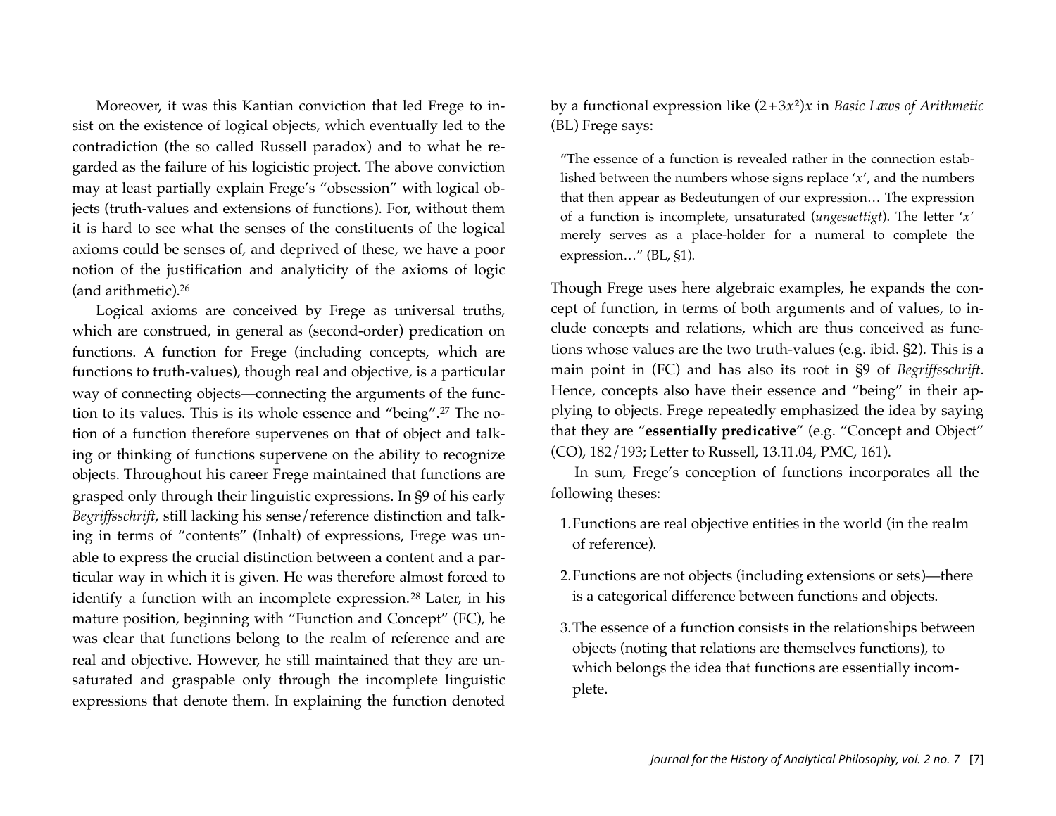Moreover, it was this Kantian conviction that led Frege to insist on the existence of logical objects, which eventually led to the contradiction (the so called Russell paradox) and to what he regarded as the failure of his logicistic project. The above conviction may at least partially explain Frege's "obsession" with logical objects (truth-values and extensions of functions). For, without them it is hard to see what the senses of the constituents of the logical axioms could be senses of, and deprived of these, we have a poor notion of the justification and analyticity of the axioms of logic (and arithmetic).[26]

Logical axioms are conceived by Frege as universal truths, which are construed, in general as (second-order) predication on functions. A function for Frege (including concepts, which are functions to truth-values), though real and objective, is a particular way of connecting objects—connecting the arguments of the function to its values. This is its whole essence and "being".[27] The notion of a function therefore supervenes on that of object and talking or thinking of functions supervene on the ability to recognize objects. Throughout his career Frege maintained that functions are grasped only through their linguistic expressions. In §9 of his early *Begriffsschrift*, still lacking his sense/reference distinction and talking in terms of "contents" (Inhalt) of expressions, Frege was unable to express the crucial distinction between a content and a particular way in which it is given. He was therefore almost forced to identify a function with an incomplete expression.[28] Later, in his mature position, beginning with "Function and Concept" (FC), he was clear that functions belong to the realm of reference and are real and objective. However, he still maintained that they are unsaturated and graspable only through the incomplete linguistic expressions that denote them. In explaining the function denoted by a functional expression like $(2+3x^2)x$ in *Basic Laws of Arithmetic* (BL) Frege says:

> "The essence of a function is revealed rather in the connection established between the numbers whose signs replace '$x$', and the numbers that then appear as Bedeutungen of our expression… The expression of a function is incomplete, unsaturated (*ungesaettigt*). The letter '$x$' merely serves as a place-holder for a numeral to complete the expression…" (BL, §1).

Though Frege uses here algebraic examples, he expands the concept of function, in terms of both arguments and of values, to include concepts and relations, which are thus conceived as functions whose values are the two truth-values (e.g. ibid. §2). This is a main point in (FC) and has also its root in §9 of *Begriffsschrift*. Hence, concepts also have their essence and "being" in their applying to objects. Frege repeatedly emphasized the idea by saying that they are "**essentially predicative**" (e.g. "Concept and Object" (CO), 182/193; Letter to Russell, 13.11.04, PMC, 161).

In sum, Frege's conception of functions incorporates all the following theses:

1. Functions are real objective entities in the world (in the realm of reference).
2. Functions are not objects (including extensions or sets)—there is a categorical difference between functions and objects.
3. The essence of a function consists in the relationships between objects (noting that relations are themselves functions), to which belongs the idea that functions are essentially incomplete.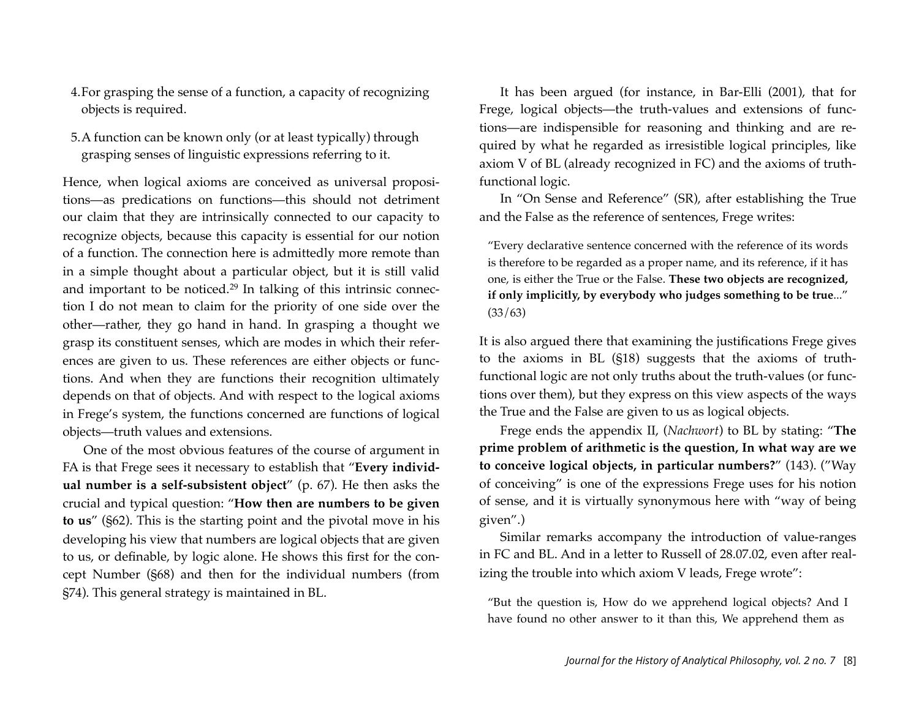4. For grasping the sense of a function, a capacity of recognizing objects is required.

5. A function can be known only (or at least typically) through grasping senses of linguistic expressions referring to it.

Hence, when logical axioms are conceived as universal propositions—as predications on functions—this should not detriment our claim that they are intrinsically connected to our capacity to recognize objects, because this capacity is essential for our notion of a function. The connection here is admittedly more remote than in a simple thought about a particular object, but it is still valid and important to be noticed.[29] In talking of this intrinsic connection I do not mean to claim for the priority of one side over the other—rather, they go hand in hand. In grasping a thought we grasp its constituent senses, which are modes in which their references are given to us. These references are either objects or functions. And when they are functions their recognition ultimately depends on that of objects. And with respect to the logical axioms in Frege's system, the functions concerned are functions of logical objects—truth values and extensions.

One of the most obvious features of the course of argument in FA is that Frege sees it necessary to establish that "**Every individual number is a self-subsistent object**" (p. 67). He then asks the crucial and typical question: "**How then are numbers to be given to us**" (§62). This is the starting point and the pivotal move in his developing his view that numbers are logical objects that are given to us, or definable, by logic alone. He shows this first for the concept Number (§68) and then for the individual numbers (from §74). This general strategy is maintained in BL.

It has been argued (for instance, in Bar-Elli (2001), that for Frege, logical objects—the truth-values and extensions of functions—are indispensible for reasoning and thinking and are required by what he regarded as irresistible logical principles, like axiom V of BL (already recognized in FC) and the axioms of truth-functional logic.

In "On Sense and Reference" (SR), after establishing the True and the False as the reference of sentences, Frege writes:

> "Every declarative sentence concerned with the reference of its words is therefore to be regarded as a proper name, and its reference, if it has one, is either the True or the False. **These two objects are recognized, if only implicitly, by everybody who judges something to be true**..." (33/63)

It is also argued there that examining the justifications Frege gives to the axioms in BL (§18) suggests that the axioms of truth-functional logic are not only truths about the truth-values (or functions over them), but they express on this view aspects of the ways the True and the False are given to us as logical objects.

Frege ends the appendix II, (*Nachwort*) to BL by stating: "**The prime problem of arithmetic is the question, In what way are we to conceive logical objects, in particular numbers?**" (143). ("Way of conceiving" is one of the expressions Frege uses for his notion of sense, and it is virtually synonymous here with "way of being given".)

Similar remarks accompany the introduction of value-ranges in FC and BL. And in a letter to Russell of 28.07.02, even after realizing the trouble into which axiom V leads, Frege wrote":

> "But the question is, How do we apprehend logical objects? And I have found no other answer to it than this, We apprehend them as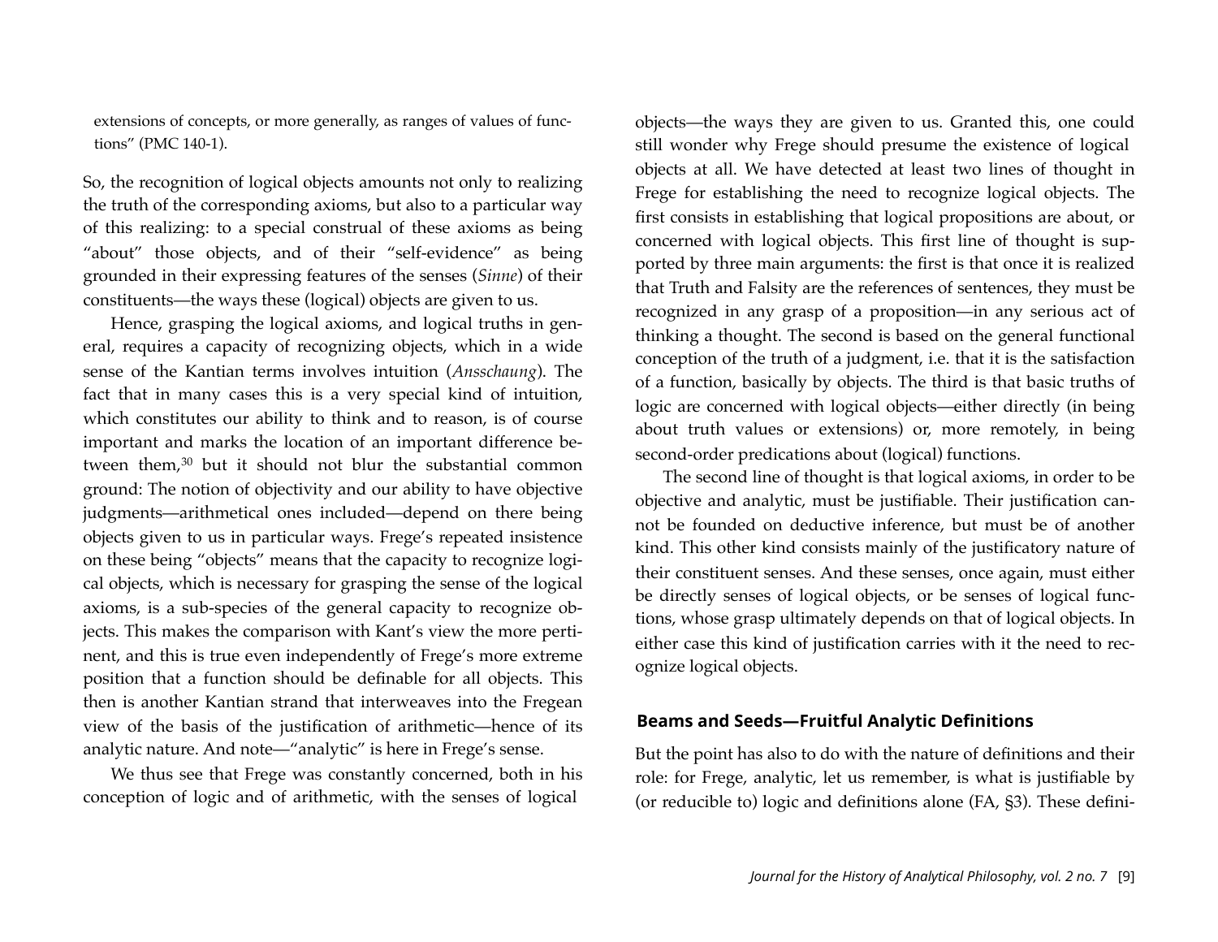extensions of concepts, or more generally, as ranges of values of functions" (PMC 140-1).

So, the recognition of logical objects amounts not only to realizing the truth of the corresponding axioms, but also to a particular way of this realizing: to a special construal of these axioms as being "about" those objects, and of their "self-evidence" as being grounded in their expressing features of the senses (*Sinne*) of their constituents—the ways these (logical) objects are given to us.

Hence, grasping the logical axioms, and logical truths in general, requires a capacity of recognizing objects, which in a wide sense of the Kantian terms involves intuition (*Ansschaung*). The fact that in many cases this is a very special kind of intuition, which constitutes our ability to think and to reason, is of course important and marks the location of an important difference between them,[30] but it should not blur the substantial common ground: The notion of objectivity and our ability to have objective judgments—arithmetical ones included—depend on there being objects given to us in particular ways. Frege's repeated insistence on these being "objects" means that the capacity to recognize logical objects, which is necessary for grasping the sense of the logical axioms, is a sub-species of the general capacity to recognize objects. This makes the comparison with Kant's view the more pertinent, and this is true even independently of Frege's more extreme position that a function should be definable for all objects. This then is another Kantian strand that interweaves into the Fregean view of the basis of the justification of arithmetic—hence of its analytic nature. And note—"analytic" is here in Frege's sense.

We thus see that Frege was constantly concerned, both in his conception of logic and of arithmetic, with the senses of logical objects—the ways they are given to us. Granted this, one could still wonder why Frege should presume the existence of logical objects at all. We have detected at least two lines of thought in Frege for establishing the need to recognize logical objects. The first consists in establishing that logical propositions are about, or concerned with logical objects. This first line of thought is supported by three main arguments: the first is that once it is realized that Truth and Falsity are the references of sentences, they must be recognized in any grasp of a proposition—in any serious act of thinking a thought. The second is based on the general functional conception of the truth of a judgment, i.e. that it is the satisfaction of a function, basically by objects. The third is that basic truths of logic are concerned with logical objects—either directly (in being about truth values or extensions) or, more remotely, in being second-order predications about (logical) functions.

The second line of thought is that logical axioms, in order to be objective and analytic, must be justifiable. Their justification cannot be founded on deductive inference, but must be of another kind. This other kind consists mainly of the justificatory nature of their constituent senses. And these senses, once again, must either be directly senses of logical objects, or be senses of logical functions, whose grasp ultimately depends on that of logical objects. In either case this kind of justification carries with it the need to recognize logical objects.

## Beams and Seeds—Fruitful Analytic Definitions

But the point has also to do with the nature of definitions and their role: for Frege, analytic, let us remember, is what is justifiable by (or reducible to) logic and definitions alone (FA, §3). These defini-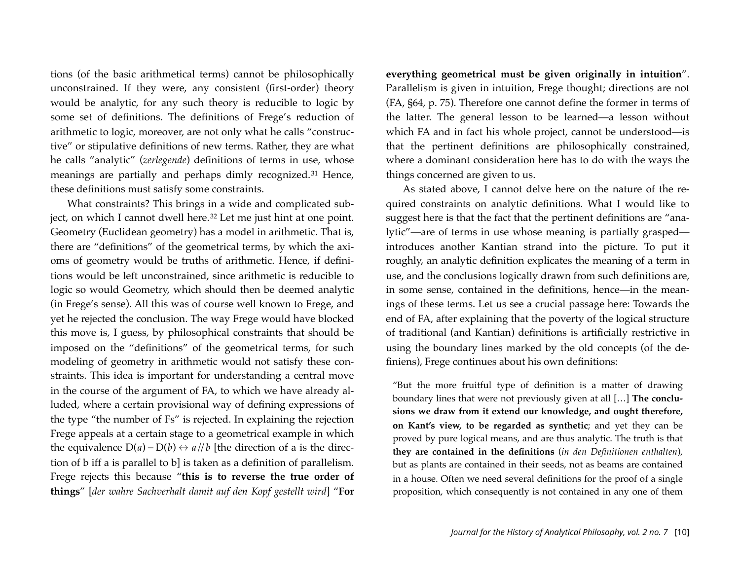tions (of the basic arithmetical terms) cannot be philosophically unconstrained. If they were, any consistent (first-order) theory would be analytic, for any such theory is reducible to logic by some set of definitions. The definitions of Frege's reduction of arithmetic to logic, moreover, are not only what he calls "constructive" or stipulative definitions of new terms. Rather, they are what he calls "analytic" (*zerlegende*) definitions of terms in use, whose meanings are partially and perhaps dimly recognized.[31] Hence, these definitions must satisfy some constraints.

What constraints? This brings in a wide and complicated subject, on which I cannot dwell here.[32] Let me just hint at one point. Geometry (Euclidean geometry) has a model in arithmetic. That is, there are "definitions" of the geometrical terms, by which the axioms of geometry would be truths of arithmetic. Hence, if definitions would be left unconstrained, since arithmetic is reducible to logic so would Geometry, which should then be deemed analytic (in Frege's sense). All this was of course well known to Frege, and yet he rejected the conclusion. The way Frege would have blocked this move is, I guess, by philosophical constraints that should be imposed on the "definitions" of the geometrical terms, for such modeling of geometry in arithmetic would not satisfy these constraints. This idea is important for understanding a central move in the course of the argument of FA, to which we have already alluded, where a certain provisional way of defining expressions of the type "the number of Fs" is rejected. In explaining the rejection Frege appeals at a certain stage to a geometrical example in which the equivalence $D(a) = D(b) \leftrightarrow a /\!/ b$ [the direction of a is the direction of b iff a is parallel to b] is taken as a definition of parallelism. Frege rejects this because "**this is to reverse the true order of things**" [*der wahre Sachverhalt damit auf den Kopf gestellt wird*] "**For everything geometrical must be given originally in intuition**". Parallelism is given in intuition, Frege thought; directions are not (FA, §64, p. 75). Therefore one cannot define the former in terms of the latter. The general lesson to be learned—a lesson without which FA and in fact his whole project, cannot be understood—is that the pertinent definitions are philosophically constrained, where a dominant consideration here has to do with the ways the things concerned are given to us.

As stated above, I cannot delve here on the nature of the required constraints on analytic definitions. What I would like to suggest here is that the fact that the pertinent definitions are "analytic"—are of terms in use whose meaning is partially grasped—introduces another Kantian strand into the picture. To put it roughly, an analytic definition explicates the meaning of a term in use, and the conclusions logically drawn from such definitions are, in some sense, contained in the definitions, hence—in the meanings of these terms. Let us see a crucial passage here: Towards the end of FA, after explaining that the poverty of the logical structure of traditional (and Kantian) definitions is artificially restrictive in using the boundary lines marked by the old concepts (of the definiens), Frege continues about his own definitions:

> "But the more fruitful type of definition is a matter of drawing boundary lines that were not previously given at all […] **The conclusions we draw from it extend our knowledge, and ought therefore, on Kant's view, to be regarded as synthetic**; and yet they can be proved by pure logical means, and are thus analytic. The truth is that **they are contained in the definitions** (*in den Definitionen enthalten*), but as plants are contained in their seeds, not as beams are contained in a house. Often we need several definitions for the proof of a single proposition, which consequently is not contained in any one of them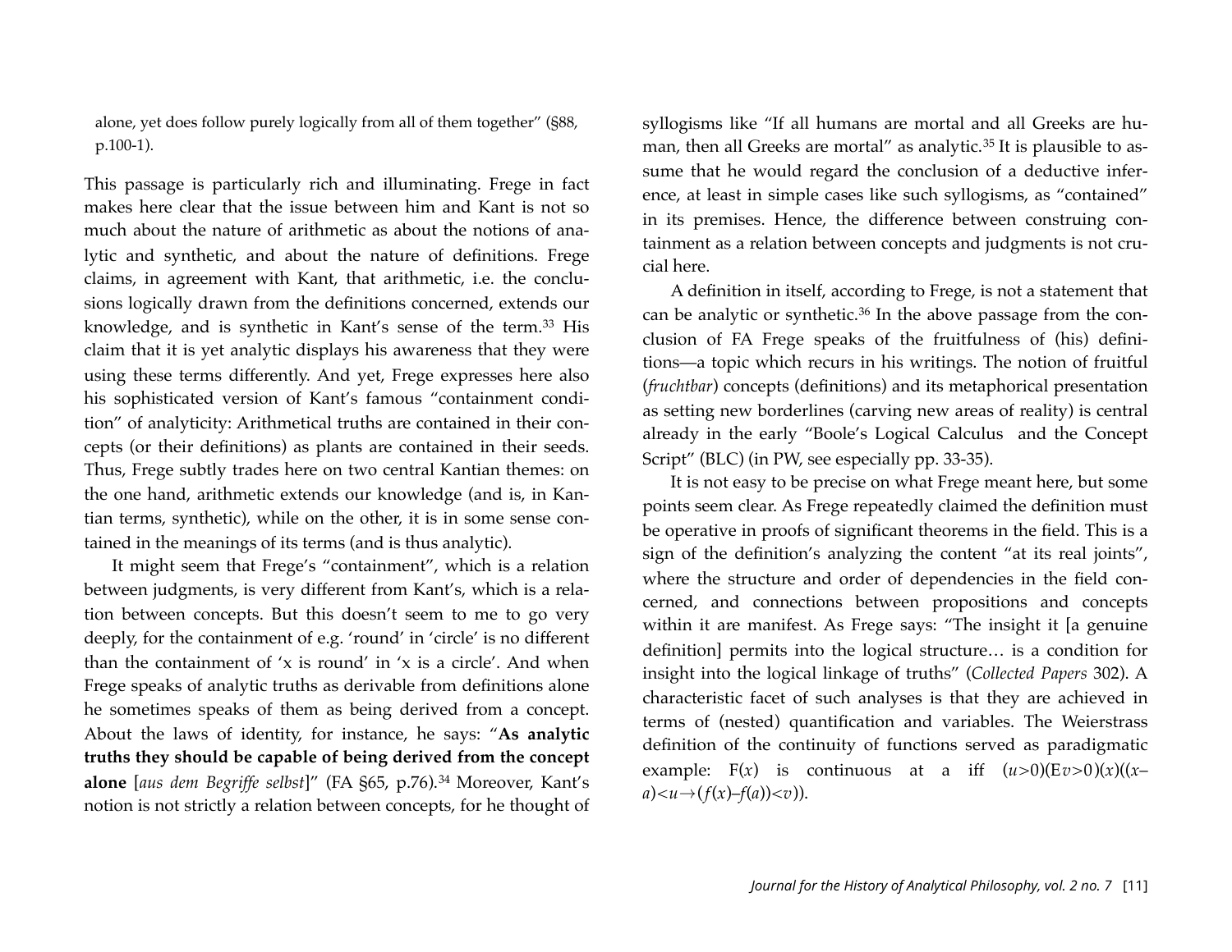alone, yet does follow purely logically from all of them together" (§88, p.100-1).

This passage is particularly rich and illuminating. Frege in fact makes here clear that the issue between him and Kant is not so much about the nature of arithmetic as about the notions of analytic and synthetic, and about the nature of definitions. Frege claims, in agreement with Kant, that arithmetic, i.e. the conclusions logically drawn from the definitions concerned, extends our knowledge, and is synthetic in Kant's sense of the term.[33] His claim that it is yet analytic displays his awareness that they were using these terms differently. And yet, Frege expresses here also his sophisticated version of Kant's famous "containment condition" of analyticity: Arithmetical truths are contained in their concepts (or their definitions) as plants are contained in their seeds. Thus, Frege subtly trades here on two central Kantian themes: on the one hand, arithmetic extends our knowledge (and is, in Kantian terms, synthetic), while on the other, it is in some sense contained in the meanings of its terms (and is thus analytic).

It might seem that Frege's "containment", which is a relation between judgments, is very different from Kant's, which is a relation between concepts. But this doesn't seem to me to go very deeply, for the containment of e.g. 'round' in 'circle' is no different than the containment of 'x is round' in 'x is a circle'. And when Frege speaks of analytic truths as derivable from definitions alone he sometimes speaks of them as being derived from a concept. About the laws of identity, for instance, he says: "**As analytic truths they should be capable of being derived from the concept alone** [*aus dem Begriffe selbst*]" (FA §65, p.76).[34] Moreover, Kant's notion is not strictly a relation between concepts, for he thought of syllogisms like "If all humans are mortal and all Greeks are human, then all Greeks are mortal" as analytic.[35] It is plausible to assume that he would regard the conclusion of a deductive inference, at least in simple cases like such syllogisms, as "contained" in its premises. Hence, the difference between construing containment as a relation between concepts and judgments is not crucial here.

A definition in itself, according to Frege, is not a statement that can be analytic or synthetic.[36] In the above passage from the conclusion of FA Frege speaks of the fruitfulness of (his) definitions—a topic which recurs in his writings. The notion of fruitful (*fruchtbar*) concepts (definitions) and its metaphorical presentation as setting new borderlines (carving new areas of reality) is central already in the early "Boole's Logical Calculus and the Concept Script" (BLC) (in PW, see especially pp. 33-35).

It is not easy to be precise on what Frege meant here, but some points seem clear. As Frege repeatedly claimed the definition must be operative in proofs of significant theorems in the field. This is a sign of the definition's analyzing the content "at its real joints", where the structure and order of dependencies in the field concerned, and connections between propositions and concepts within it are manifest. As Frege says: "The insight it [a genuine definition] permits into the logical structure… is a condition for insight into the logical linkage of truths" (*Collected Papers* 302). A characteristic facet of such analyses is that they are achieved in terms of (nested) quantification and variables. The Weierstrass definition of the continuity of functions served as paradigmatic example: F($x$) is continuous at a iff $(u>0)(\mathrm{E}v>0)(x)((x-a)<u \rightarrow (f(x)-f(a))<v))$.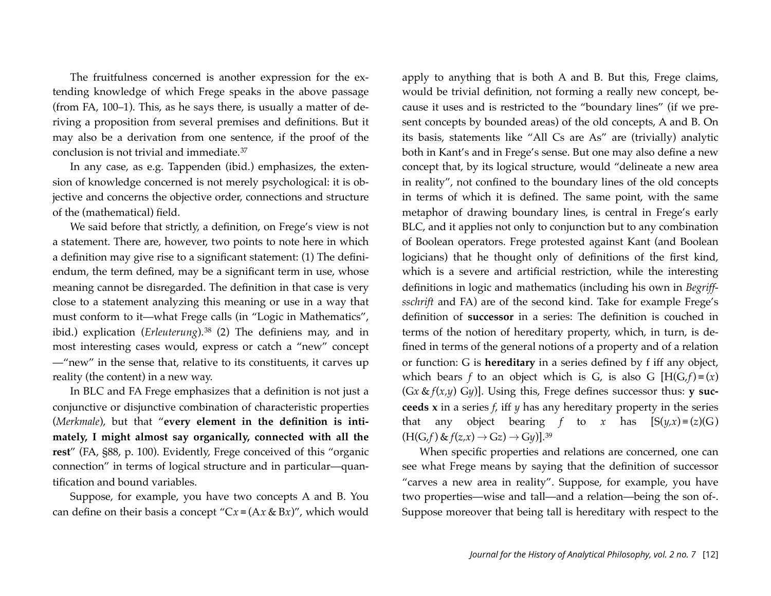The fruitfulness concerned is another expression for the extending knowledge of which Frege speaks in the above passage (from FA, 100–1). This, as he says there, is usually a matter of deriving a proposition from several premises and definitions. But it may also be a derivation from one sentence, if the proof of the conclusion is not trivial and immediate.[37]

In any case, as e.g. Tappenden (ibid.) emphasizes, the extension of knowledge concerned is not merely psychological: it is objective and concerns the objective order, connections and structure of the (mathematical) field.

We said before that strictly, a definition, on Frege's view is not a statement. There are, however, two points to note here in which a definition may give rise to a significant statement: (1) The definiendum, the term defined, may be a significant term in use, whose meaning cannot be disregarded. The definition in that case is very close to a statement analyzing this meaning or use in a way that must conform to it—what Frege calls (in "Logic in Mathematics", ibid.) explication (*Erleuterung*).[38] (2) The definiens may, and in most interesting cases would, express or catch a "new" concept —"new" in the sense that, relative to its constituents, it carves up reality (the content) in a new way.

In BLC and FA Frege emphasizes that a definition is not just a conjunctive or disjunctive combination of characteristic properties (*Merkmale*), but that "**every element in the definition is intimately, I might almost say organically, connected with all the rest**" (FA, §88, p. 100). Evidently, Frege conceived of this "organic connection" in terms of logical structure and in particular—quantification and bound variables.

Suppose, for example, you have two concepts A and B. You can define on their basis a concept "$Cx \equiv (Ax \,\&\, Bx)$", which would apply to anything that is both A and B. But this, Frege claims, would be trivial definition, not forming a really new concept, because it uses and is restricted to the "boundary lines" (if we present concepts by bounded areas) of the old concepts, A and B. On its basis, statements like "All Cs are As" are (trivially) analytic both in Kant's and in Frege's sense. But one may also define a new concept that, by its logical structure, would "delineate a new area in reality", not confined to the boundary lines of the old concepts in terms of which it is defined. The same point, with the same metaphor of drawing boundary lines, is central in Frege's early BLC, and it applies not only to conjunction but to any combination of Boolean operators. Frege protested against Kant (and Boolean logicians) that he thought only of definitions of the first kind, which is a severe and artificial restriction, while the interesting definitions in logic and mathematics (including his own in *Begriffsschrift* and FA) are of the second kind. Take for example Frege's definition of **successor** in a series: The definition is couched in terms of the notion of hereditary property, which, in turn, is defined in terms of the general notions of a property and of a relation or function: G is **hereditary** in a series defined by f iff any object, which bears $f$ to an object which is G, is also G $[H(G,f) \equiv (x)(Gx \,\&\, f(x,y)\ Gy)]$. Using this, Frege defines successor thus: **y succeeds x** in a series $f$, iff $y$ has any hereditary property in the series that any object bearing $f$ to $x$ has $[S(y,x) \equiv (z)(G)(H(G,f) \,\&\, f(z,x) \rightarrow Gz) \rightarrow Gy)]$.[39]

When specific properties and relations are concerned, one can see what Frege means by saying that the definition of successor "carves a new area in reality". Suppose, for example, you have two properties—wise and tall—and a relation—being the son of-. Suppose moreover that being tall is hereditary with respect to the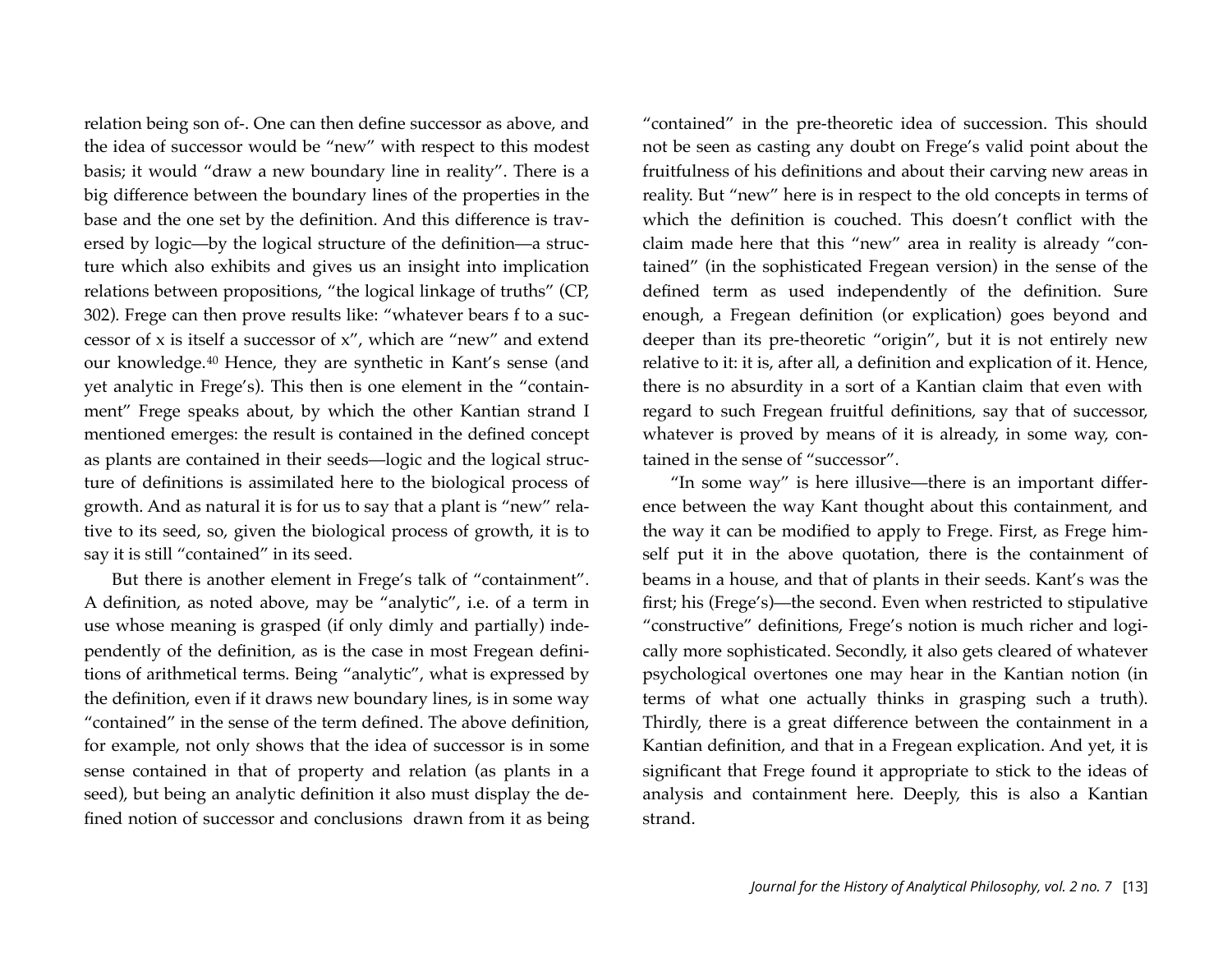relation being son of-. One can then define successor as above, and the idea of successor would be "new" with respect to this modest basis; it would "draw a new boundary line in reality". There is a big difference between the boundary lines of the properties in the base and the one set by the definition. And this difference is traversed by logic—by the logical structure of the definition—a structure which also exhibits and gives us an insight into implication relations between propositions, "the logical linkage of truths" (CP, 302). Frege can then prove results like: "whatever bears f to a successor of x is itself a successor of x", which are "new" and extend our knowledge.[40] Hence, they are synthetic in Kant's sense (and yet analytic in Frege's). This then is one element in the "containment" Frege speaks about, by which the other Kantian strand I mentioned emerges: the result is contained in the defined concept as plants are contained in their seeds—logic and the logical structure of definitions is assimilated here to the biological process of growth. And as natural it is for us to say that a plant is "new" relative to its seed, so, given the biological process of growth, it is to say it is still "contained" in its seed.

But there is another element in Frege's talk of "containment". A definition, as noted above, may be "analytic", i.e. of a term in use whose meaning is grasped (if only dimly and partially) independently of the definition, as is the case in most Fregean definitions of arithmetical terms. Being "analytic", what is expressed by the definition, even if it draws new boundary lines, is in some way "contained" in the sense of the term defined. The above definition, for example, not only shows that the idea of successor is in some sense contained in that of property and relation (as plants in a seed), but being an analytic definition it also must display the defined notion of successor and conclusions drawn from it as being "contained" in the pre-theoretic idea of succession. This should not be seen as casting any doubt on Frege's valid point about the fruitfulness of his definitions and about their carving new areas in reality. But "new" here is in respect to the old concepts in terms of which the definition is couched. This doesn't conflict with the claim made here that this "new" area in reality is already "contained" (in the sophisticated Fregean version) in the sense of the defined term as used independently of the definition. Sure enough, a Fregean definition (or explication) goes beyond and deeper than its pre-theoretic "origin", but it is not entirely new relative to it: it is, after all, a definition and explication of it. Hence, there is no absurdity in a sort of a Kantian claim that even with regard to such Fregean fruitful definitions, say that of successor, whatever is proved by means of it is already, in some way, contained in the sense of "successor".

"In some way" is here illusive—there is an important difference between the way Kant thought about this containment, and the way it can be modified to apply to Frege. First, as Frege himself put it in the above quotation, there is the containment of beams in a house, and that of plants in their seeds. Kant's was the first; his (Frege's)—the second. Even when restricted to stipulative "constructive" definitions, Frege's notion is much richer and logically more sophisticated. Secondly, it also gets cleared of whatever psychological overtones one may hear in the Kantian notion (in terms of what one actually thinks in grasping such a truth). Thirdly, there is a great difference between the containment in a Kantian definition, and that in a Fregean explication. And yet, it is significant that Frege found it appropriate to stick to the ideas of analysis and containment here. Deeply, this is also a Kantian strand.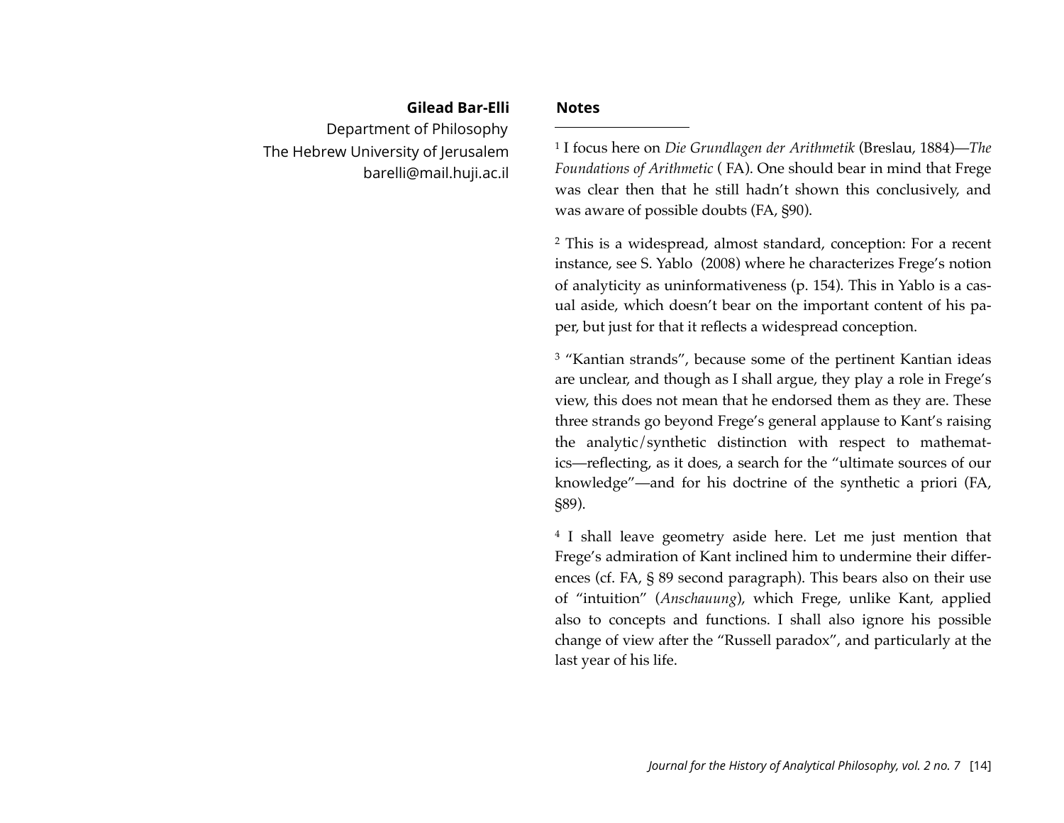**Gilead Bar-Elli**
Department of Philosophy
The Hebrew University of Jerusalem
barelli@mail.huji.ac.il

## Notes

[1] I focus here on *Die Grundlagen der Arithmetik* (Breslau, 1884)—*The Foundations of Arithmetic* ( FA). One should bear in mind that Frege was clear then that he still hadn't shown this conclusively, and was aware of possible doubts (FA, §90).

[2] This is a widespread, almost standard, conception: For a recent instance, see S. Yablo (2008) where he characterizes Frege's notion of analyticity as uninformativeness (p. 154). This in Yablo is a casual aside, which doesn't bear on the important content of his paper, but just for that it reflects a widespread conception.

[3] "Kantian strands", because some of the pertinent Kantian ideas are unclear, and though as I shall argue, they play a role in Frege's view, this does not mean that he endorsed them as they are. These three strands go beyond Frege's general applause to Kant's raising the analytic/synthetic distinction with respect to mathematics—reflecting, as it does, a search for the "ultimate sources of our knowledge"—and for his doctrine of the synthetic a priori (FA, §89).

[4] I shall leave geometry aside here. Let me just mention that Frege's admiration of Kant inclined him to undermine their differences (cf. FA, § 89 second paragraph). This bears also on their use of "intuition" (*Anschauung*), which Frege, unlike Kant, applied also to concepts and functions. I shall also ignore his possible change of view after the "Russell paradox", and particularly at the last year of his life.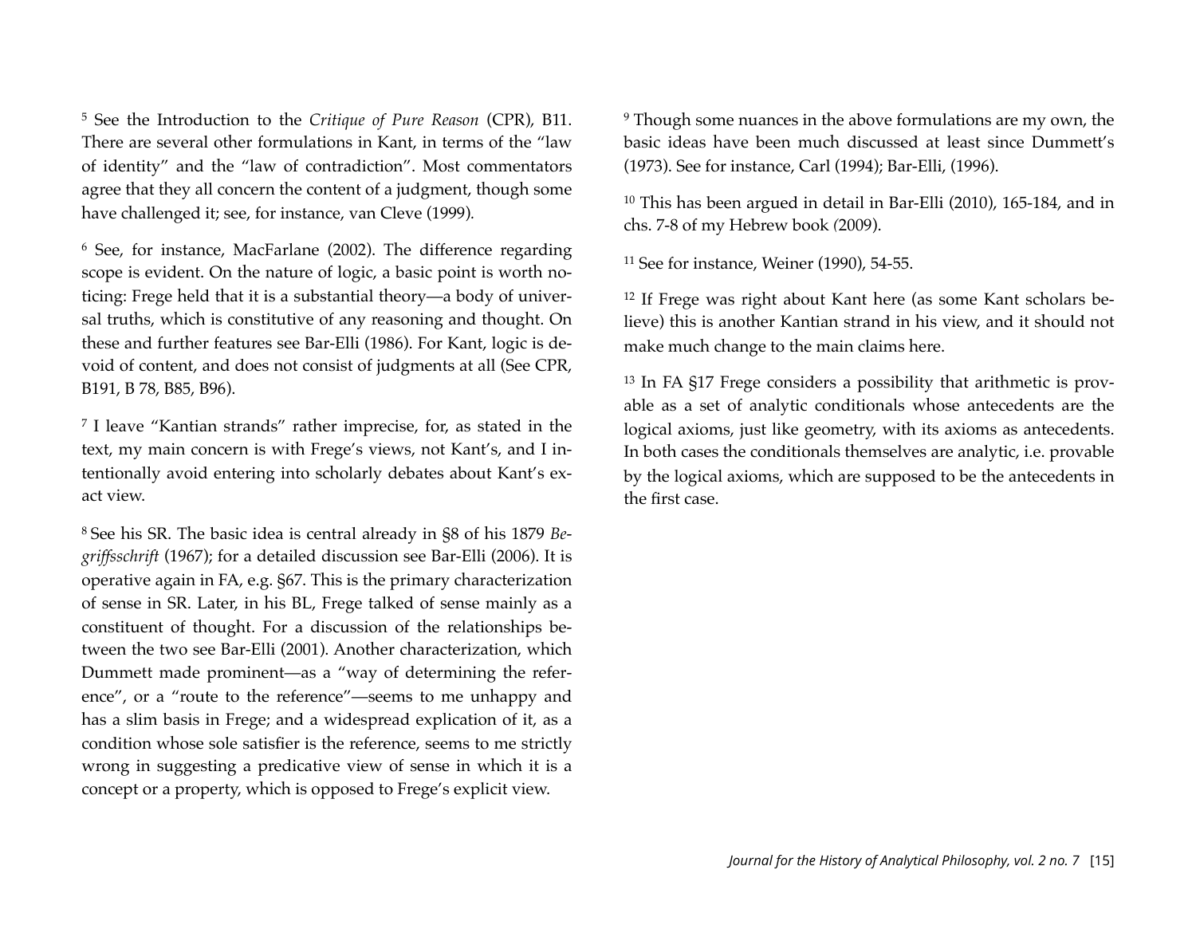[5] See the Introduction to the *Critique of Pure Reason* (CPR), B11. There are several other formulations in Kant, in terms of the "law of identity" and the "law of contradiction". Most commentators agree that they all concern the content of a judgment, though some have challenged it; see, for instance, van Cleve (1999).

[6] See, for instance, MacFarlane (2002). The difference regarding scope is evident. On the nature of logic, a basic point is worth noticing: Frege held that it is a substantial theory—a body of universal truths, which is constitutive of any reasoning and thought. On these and further features see Bar-Elli (1986). For Kant, logic is devoid of content, and does not consist of judgments at all (See CPR, B191, B 78, B85, B96).

[7] I leave "Kantian strands" rather imprecise, for, as stated in the text, my main concern is with Frege's views, not Kant's, and I intentionally avoid entering into scholarly debates about Kant's exact view.

[8] See his SR. The basic idea is central already in §8 of his 1879 *Begriffsschrift* (1967); for a detailed discussion see Bar-Elli (2006). It is operative again in FA, e.g. §67. This is the primary characterization of sense in SR. Later, in his BL, Frege talked of sense mainly as a constituent of thought. For a discussion of the relationships between the two see Bar-Elli (2001). Another characterization, which Dummett made prominent—as a "way of determining the reference", or a "route to the reference"—seems to me unhappy and has a slim basis in Frege; and a widespread explication of it, as a condition whose sole satisfier is the reference, seems to me strictly wrong in suggesting a predicative view of sense in which it is a concept or a property, which is opposed to Frege's explicit view.

[9] Though some nuances in the above formulations are my own, the basic ideas have been much discussed at least since Dummett's (1973). See for instance, Carl (1994); Bar-Elli, (1996).

[10] This has been argued in detail in Bar-Elli (2010), 165-184, and in chs. 7-8 of my Hebrew book (2009).

[11] See for instance, Weiner (1990), 54-55.

[12] If Frege was right about Kant here (as some Kant scholars believe) this is another Kantian strand in his view, and it should not make much change to the main claims here.

[13] In FA §17 Frege considers a possibility that arithmetic is provable as a set of analytic conditionals whose antecedents are the logical axioms, just like geometry, with its axioms as antecedents. In both cases the conditionals themselves are analytic, i.e. provable by the logical axioms, which are supposed to be the antecedents in the first case.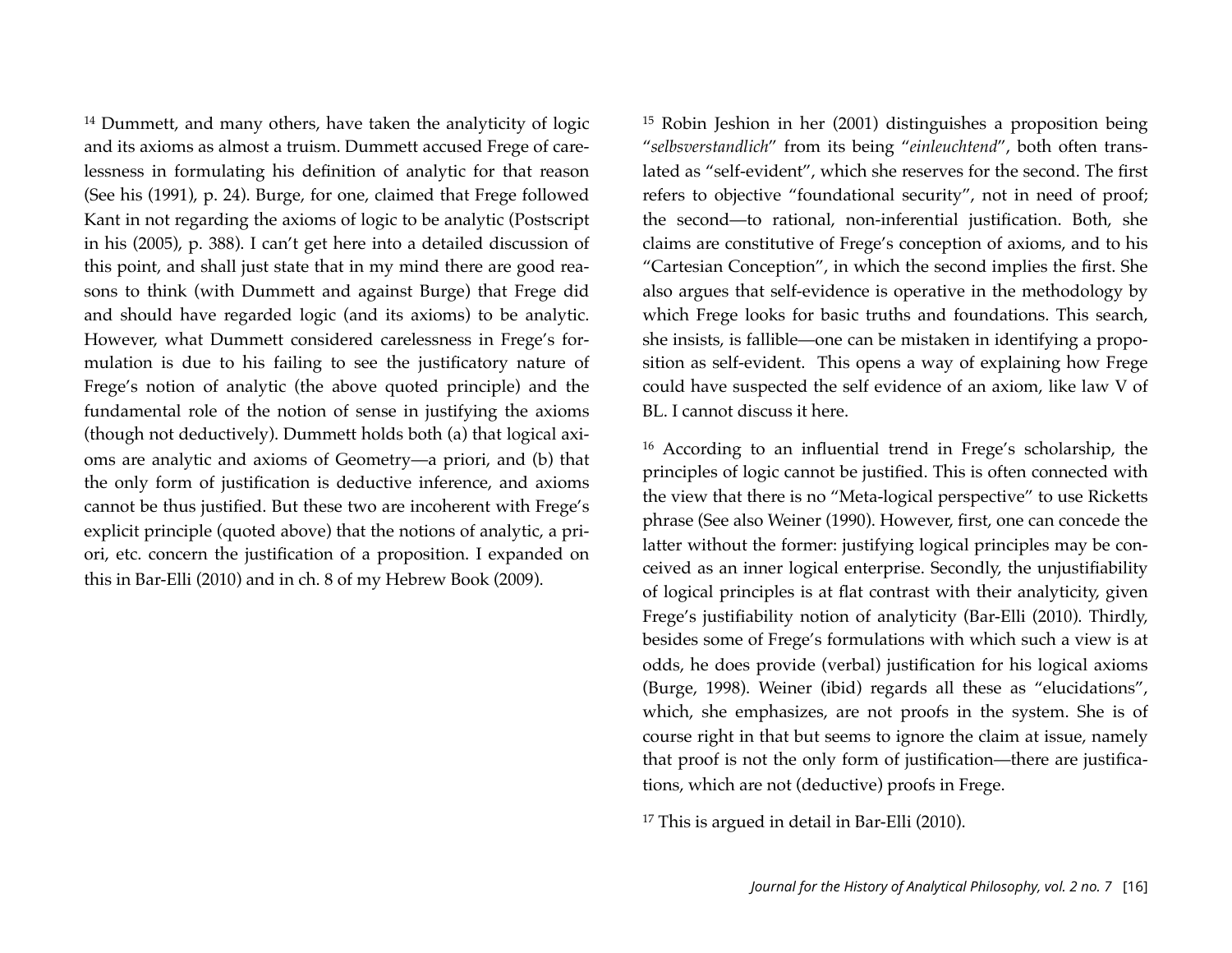[14] Dummett, and many others, have taken the analyticity of logic and its axioms as almost a truism. Dummett accused Frege of carelessness in formulating his definition of analytic for that reason (See his (1991), p. 24). Burge, for one, claimed that Frege followed Kant in not regarding the axioms of logic to be analytic (Postscript in his (2005), p. 388). I can't get here into a detailed discussion of this point, and shall just state that in my mind there are good reasons to think (with Dummett and against Burge) that Frege did and should have regarded logic (and its axioms) to be analytic. However, what Dummett considered carelessness in Frege's formulation is due to his failing to see the justificatory nature of Frege's notion of analytic (the above quoted principle) and the fundamental role of the notion of sense in justifying the axioms (though not deductively). Dummett holds both (a) that logical axioms are analytic and axioms of Geometry—a priori, and (b) that the only form of justification is deductive inference, and axioms cannot be thus justified. But these two are incoherent with Frege's explicit principle (quoted above) that the notions of analytic, a priori, etc. concern the justification of a proposition. I expanded on this in Bar-Elli (2010) and in ch. 8 of my Hebrew Book (2009).

[15] Robin Jeshion in her (2001) distinguishes a proposition being "*selbsverstandlich*" from its being "*einleuchtend*", both often translated as "self-evident", which she reserves for the second. The first refers to objective "foundational security", not in need of proof; the second—to rational, non-inferential justification. Both, she claims are constitutive of Frege's conception of axioms, and to his "Cartesian Conception", in which the second implies the first. She also argues that self-evidence is operative in the methodology by which Frege looks for basic truths and foundations. This search, she insists, is fallible—one can be mistaken in identifying a proposition as self-evident. This opens a way of explaining how Frege could have suspected the self evidence of an axiom, like law V of BL. I cannot discuss it here.

[16] According to an influential trend in Frege's scholarship, the principles of logic cannot be justified. This is often connected with the view that there is no "Meta-logical perspective" to use Ricketts phrase (See also Weiner (1990). However, first, one can concede the latter without the former: justifying logical principles may be conceived as an inner logical enterprise. Secondly, the unjustifiability of logical principles is at flat contrast with their analyticity, given Frege's justifiability notion of analyticity (Bar-Elli (2010). Thirdly, besides some of Frege's formulations with which such a view is at odds, he does provide (verbal) justification for his logical axioms (Burge, 1998). Weiner (ibid) regards all these as "elucidations", which, she emphasizes, are not proofs in the system. She is of course right in that but seems to ignore the claim at issue, namely that proof is not the only form of justification—there are justifications, which are not (deductive) proofs in Frege.

[17] This is argued in detail in Bar-Elli (2010).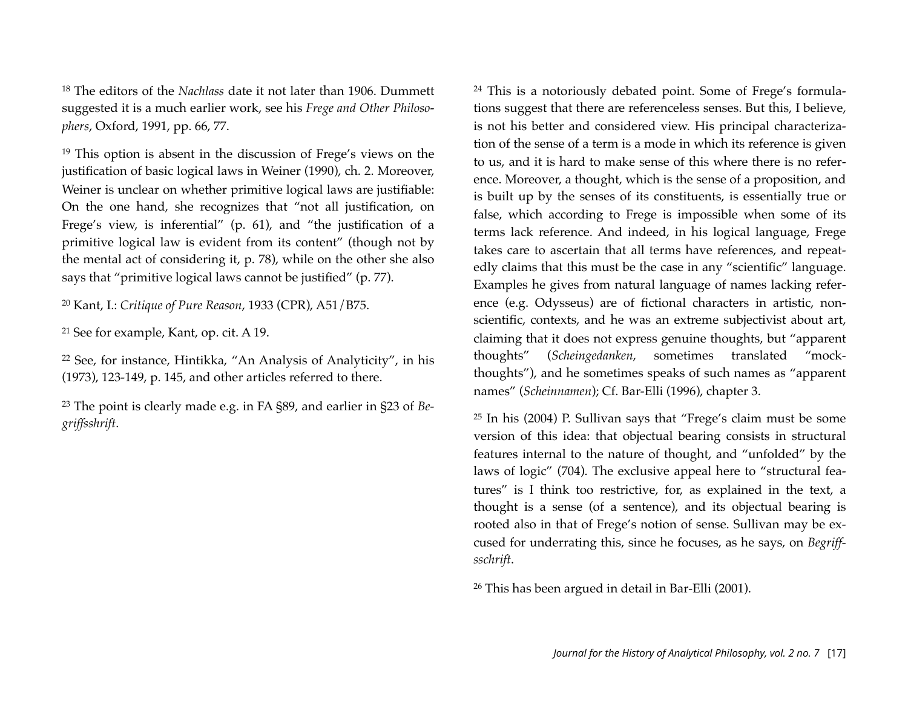[18] The editors of the *Nachlass* date it not later than 1906. Dummett suggested it is a much earlier work, see his *Frege and Other Philosophers*, Oxford, 1991, pp. 66, 77.

[19] This option is absent in the discussion of Frege's views on the justification of basic logical laws in Weiner (1990), ch. 2. Moreover, Weiner is unclear on whether primitive logical laws are justifiable: On the one hand, she recognizes that "not all justification, on Frege's view, is inferential" (p. 61), and "the justification of a primitive logical law is evident from its content" (though not by the mental act of considering it, p. 78), while on the other she also says that "primitive logical laws cannot be justified" (p. 77).

[20] Kant, I.: *Critique of Pure Reason*, 1933 (CPR), A51/B75.

[21] See for example, Kant, op. cit. A 19.

[22] See, for instance, Hintikka, "An Analysis of Analyticity", in his (1973), 123-149, p. 145, and other articles referred to there.

[23] The point is clearly made e.g. in FA §89, and earlier in §23 of *Begriffsshrift*.

[24] This is a notoriously debated point. Some of Frege's formulations suggest that there are referenceless senses. But this, I believe, is not his better and considered view. His principal characterization of the sense of a term is a mode in which its reference is given to us, and it is hard to make sense of this where there is no reference. Moreover, a thought, which is the sense of a proposition, and is built up by the senses of its constituents, is essentially true or false, which according to Frege is impossible when some of its terms lack reference. And indeed, in his logical language, Frege takes care to ascertain that all terms have references, and repeatedly claims that this must be the case in any "scientific" language. Examples he gives from natural language of names lacking reference (e.g. Odysseus) are of fictional characters in artistic, non-scientific, contexts, and he was an extreme subjectivist about art, claiming that it does not express genuine thoughts, but "apparent thoughts" (*Scheingedanken*, sometimes translated "mock-thoughts"), and he sometimes speaks of such names as "apparent names" (*Scheinnamen*); Cf. Bar-Elli (1996), chapter 3.

[25] In his (2004) P. Sullivan says that "Frege's claim must be some version of this idea: that objectual bearing consists in structural features internal to the nature of thought, and "unfolded" by the laws of logic" (704). The exclusive appeal here to "structural features" is I think too restrictive, for, as explained in the text, a thought is a sense (of a sentence), and its objectual bearing is rooted also in that of Frege's notion of sense. Sullivan may be excused for underrating this, since he focuses, as he says, on *Begriffsschrift*.

[26] This has been argued in detail in Bar-Elli (2001).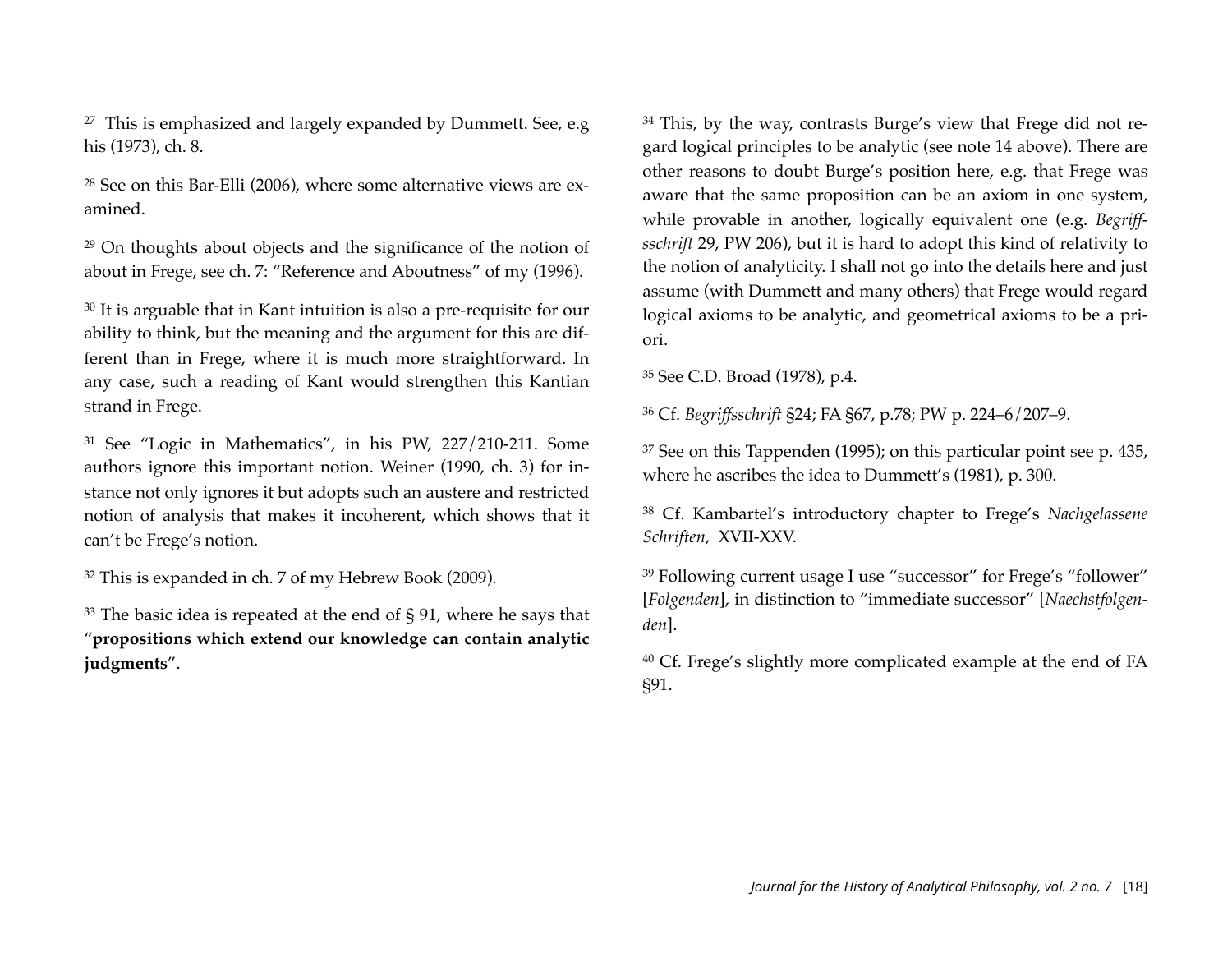[27] This is emphasized and largely expanded by Dummett. See, e.g his (1973), ch. 8.

[28] See on this Bar-Elli (2006), where some alternative views are examined.

[29] On thoughts about objects and the significance of the notion of about in Frege, see ch. 7: "Reference and Aboutness" of my (1996).

[30] It is arguable that in Kant intuition is also a pre-requisite for our ability to think, but the meaning and the argument for this are different than in Frege, where it is much more straightforward. In any case, such a reading of Kant would strengthen this Kantian strand in Frege.

[31] See "Logic in Mathematics", in his PW, 227/210-211. Some authors ignore this important notion. Weiner (1990, ch. 3) for instance not only ignores it but adopts such an austere and restricted notion of analysis that makes it incoherent, which shows that it can't be Frege's notion.

[32] This is expanded in ch. 7 of my Hebrew Book (2009).

[33] The basic idea is repeated at the end of § 91, where he says that "**propositions which extend our knowledge can contain analytic judgments**".

[34] This, by the way, contrasts Burge's view that Frege did not regard logical principles to be analytic (see note 14 above). There are other reasons to doubt Burge's position here, e.g. that Frege was aware that the same proposition can be an axiom in one system, while provable in another, logically equivalent one (e.g. *Begriffsschrift* 29, PW 206), but it is hard to adopt this kind of relativity to the notion of analyticity. I shall not go into the details here and just assume (with Dummett and many others) that Frege would regard logical axioms to be analytic, and geometrical axioms to be a priori.

[35] See C.D. Broad (1978), p.4.

[36] Cf. *Begriffsschrift* §24; FA §67, p.78; PW p. 224–6/207–9.

[37] See on this Tappenden (1995); on this particular point see p. 435, where he ascribes the idea to Dummett's (1981), p. 300.

[38] Cf. Kambartel's introductory chapter to Frege's *Nachgelassene Schriften*, XVII-XXV.

[39] Following current usage I use "successor" for Frege's "follower" [*Folgenden*], in distinction to "immediate successor" [*Naechstfolgenden*].

[40] Cf. Frege's slightly more complicated example at the end of FA §91.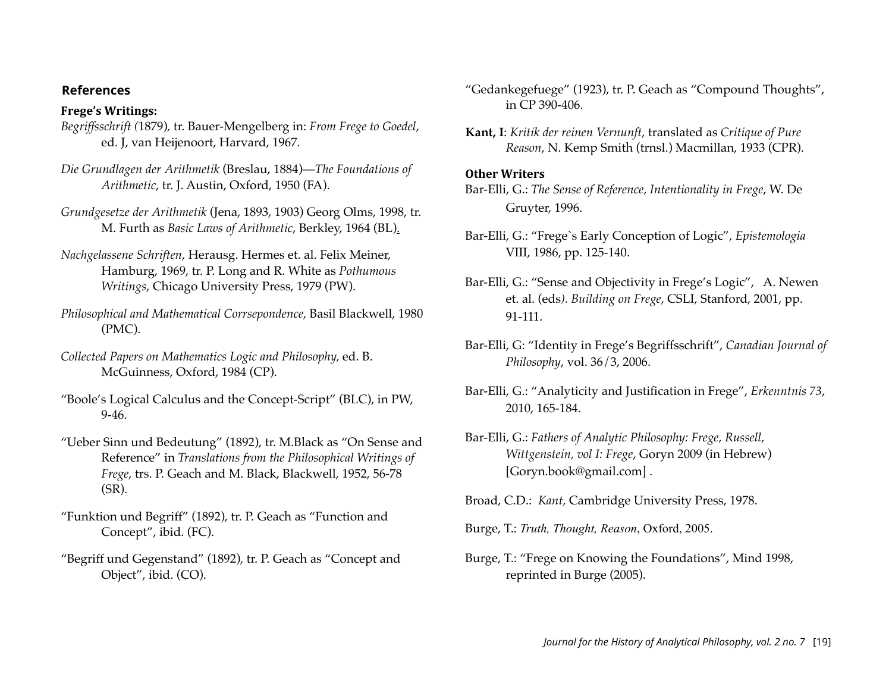## References

**Frege's Writings:**

*Begriffsschrift (*1879), tr. Bauer-Mengelberg in: *From Frege to Goedel*, ed. J, van Heijenoort, Harvard, 1967.

*Die Grundlagen der Arithmetik* (Breslau, 1884)—*The Foundations of Arithmetic*, tr. J. Austin, Oxford, 1950 (FA).

*Grundgesetze der Arithmetik* (Jena, 1893, 1903) Georg Olms, 1998, tr. M. Furth as *Basic Laws of Arithmetic*, Berkley, 1964 (BL).

*Nachgelassene Schriften*, Herausg. Hermes et. al. Felix Meiner, Hamburg, 1969, tr. P. Long and R. White as *Pothumous Writings*, Chicago University Press, 1979 (PW).

*Philosophical and Mathematical Corrsepondence*, Basil Blackwell, 1980 (PMC).

*Collected Papers on Mathematics Logic and Philosophy,* ed. B. McGuinness, Oxford, 1984 (CP).

"Boole's Logical Calculus and the Concept-Script" (BLC), in PW, 9-46.

"Ueber Sinn und Bedeutung" (1892), tr. M.Black as "On Sense and Reference" in *Translations from the Philosophical Writings of Frege*, trs. P. Geach and M. Black, Blackwell, 1952, 56-78 (SR).

"Funktion und Begriff" (1892), tr. P. Geach as "Function and Concept", ibid. (FC).

"Begriff und Gegenstand" (1892), tr. P. Geach as "Concept and Object", ibid. (CO).

"Gedankegefuege" (1923), tr. P. Geach as "Compound Thoughts", in CP 390-406.

**Kant, I**: *Kritik der reinen Vernunft*, translated as *Critique of Pure Reason*, N. Kemp Smith (trnsl.) Macmillan, 1933 (CPR).

**Other Writers**

Bar-Elli, G.: *The Sense of Reference, Intentionality in Frege*, W. De Gruyter, 1996.

Bar-Elli, G.: "Frege`s Early Conception of Logic", *Epistemologia* VIII, 1986, pp. 125-140.

Bar-Elli, G.: "Sense and Objectivity in Frege's Logic", A. Newen et. al. (eds*). Building on Frege*, CSLI, Stanford, 2001, pp. 91-111.

Bar-Elli, G: "Identity in Frege's Begriffsschrift", *Canadian Journal of Philosophy*, vol. 36/3, 2006.

Bar-Elli, G.: "Analyticity and Justification in Frege", *Erkenntnis 73*, 2010, 165-184.

Bar-Elli, G.: *Fathers of Analytic Philosophy: Frege, Russell, Wittgenstein, vol I: Frege*, Goryn 2009 (in Hebrew) [Goryn.book@gmail.com] .

Broad, C.D.: *Kant,* Cambridge University Press, 1978.

Burge, T.: *Truth, Thought, Reason*, Oxford, 2005.

Burge, T.: "Frege on Knowing the Foundations", Mind 1998, reprinted in Burge (2005).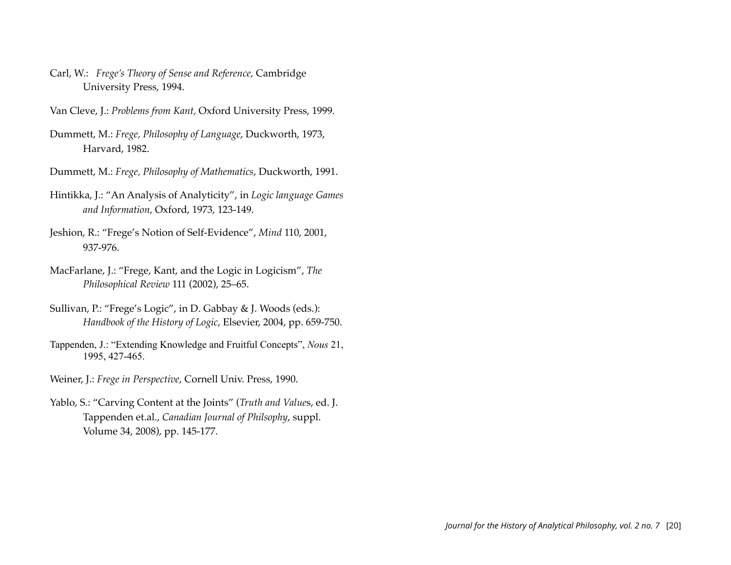Carl, W.: *Frege's Theory of Sense and Reference*, Cambridge University Press, 1994.

Van Cleve, J.: *Problems from Kant,* Oxford University Press, 1999.

Dummett, M.: *Frege, Philosophy of Language*, Duckworth, 1973, Harvard, 1982.

Dummett, M.: *Frege, Philosophy of Mathematics*, Duckworth, 1991.

Hintikka, J.: "An Analysis of Analyticity", in *Logic language Games and Information*, Oxford, 1973, 123-149.

Jeshion, R.: "Frege's Notion of Self-Evidence", *Mind* 110, 2001, 937-976.

MacFarlane, J.: "Frege, Kant, and the Logic in Logicism", *The Philosophical Review* 111 (2002), 25–65.

Sullivan, P.: "Frege's Logic", in D. Gabbay & J. Woods (eds.): *Handbook of the History of Logic*, Elsevier, 2004, pp. 659-750.

Tappenden, J.: "Extending Knowledge and Fruitful Concepts", *Nous* 21, 1995, 427-465.

Weiner, J.: *Frege in Perspective*, Cornell Univ. Press, 1990.

Yablo, S.: "Carving Content at the Joints" (*Truth and Value*s, ed. J. Tappenden et.al., *Canadian Journal of Philsophy*, suppl. Volume 34, 2008), pp. 145-177.